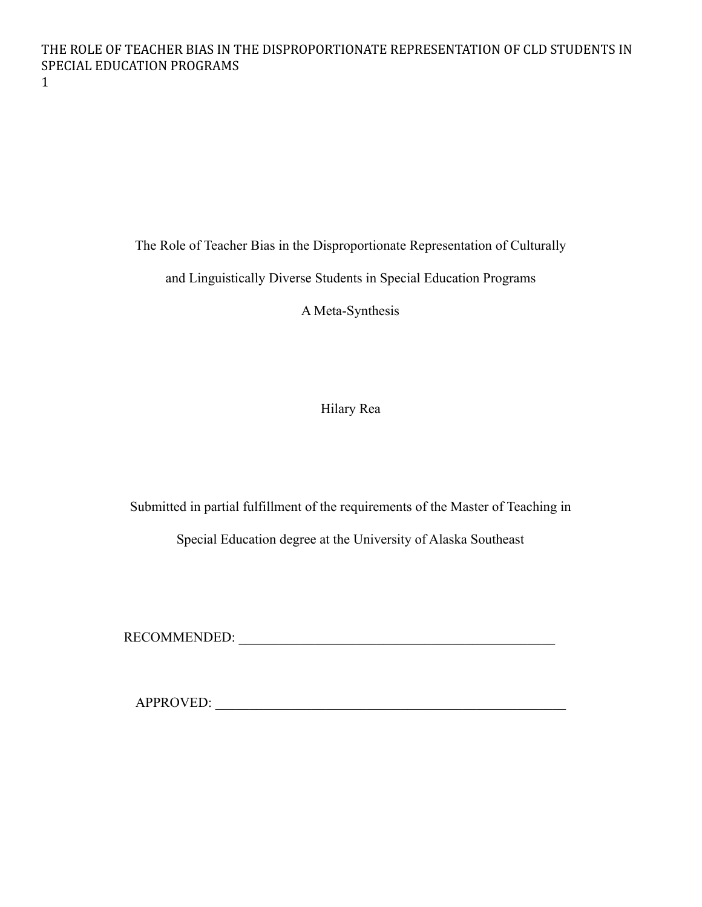# The Role of Teacher Bias in the Disproportionate Representation of Culturally and Linguistically Diverse Students in Special Education Programs

A Meta-Synthesis

Hilary Rea

Submitted in partial fulfillment of the requirements of the Master of Teaching in Special Education degree at the University of Alaska Southeast

RECOMMENDED: ________________________________________________

APPROVED: ____________________________________________________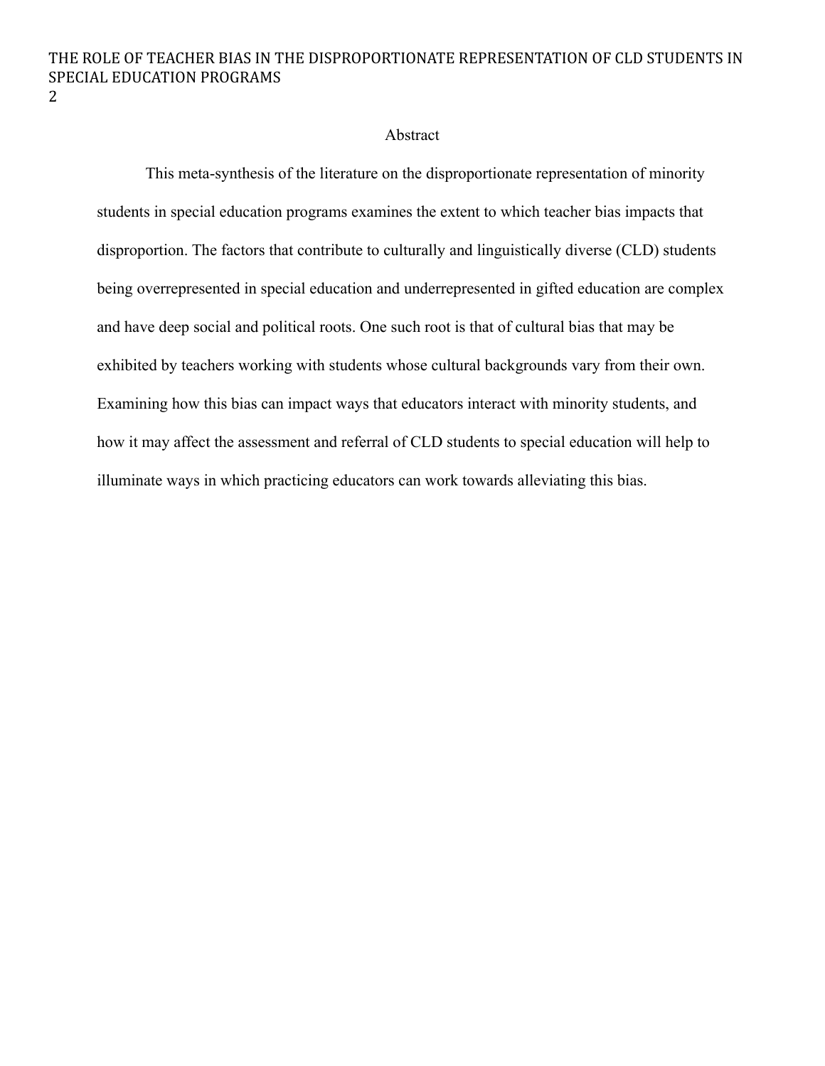## Abstract

This meta-synthesis of the literature on the disproportionate representation of minority students in special education programs examines the extent to which teacher bias impacts that disproportion. The factors that contribute to culturally and linguistically diverse (CLD) students being overrepresented in special education and underrepresented in gifted education are complex and have deep social and political roots. One such root is that of cultural bias that may be exhibited by teachers working with students whose cultural backgrounds vary from their own. Examining how this bias can impact ways that educators interact with minority students, and how it may affect the assessment and referral of CLD students to special education will help to illuminate ways in which practicing educators can work towards alleviating this bias.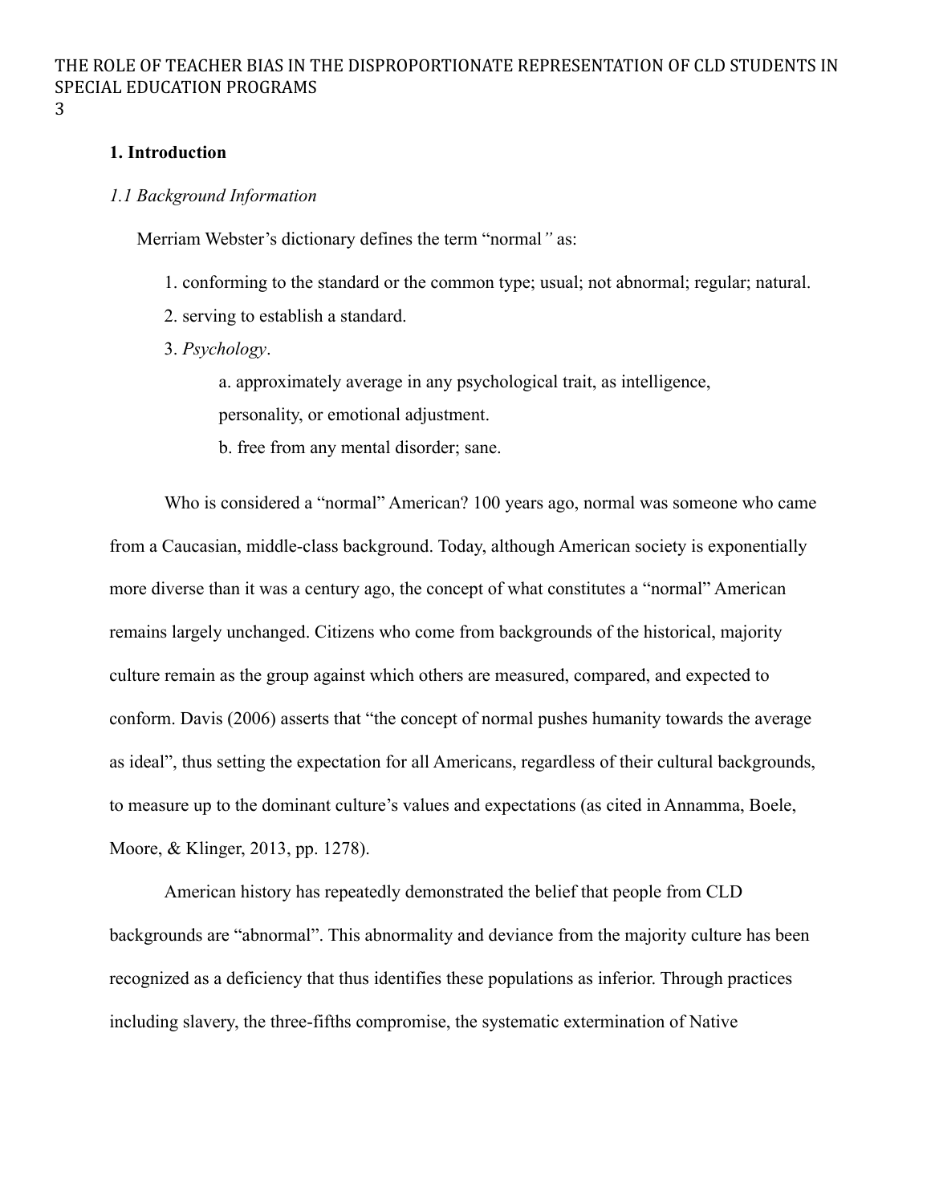## 1. Introduction

### *1.1 Background Information*

Merriam Webster's dictionary defines the term "normal*"* as:

1. conforming to the standard or the common type; usual; not abnormal; regular; natural.
2. serving to establish a standard.
3. *Psychology*.
   a. approximately average in any psychological trait, as intelligence, personality, or emotional adjustment.
   b. free from any mental disorder; sane.

Who is considered a "normal" American? 100 years ago, normal was someone who came from a Caucasian, middle-class background. Today, although American society is exponentially more diverse than it was a century ago, the concept of what constitutes a "normal" American remains largely unchanged. Citizens who come from backgrounds of the historical, majority culture remain as the group against which others are measured, compared, and expected to conform. Davis (2006) asserts that "the concept of normal pushes humanity towards the average as ideal", thus setting the expectation for all Americans, regardless of their cultural backgrounds, to measure up to the dominant culture's values and expectations (as cited in Annamma, Boele, Moore, & Klinger, 2013, pp. 1278).

American history has repeatedly demonstrated the belief that people from CLD backgrounds are "abnormal". This abnormality and deviance from the majority culture has been recognized as a deficiency that thus identifies these populations as inferior. Through practices including slavery, the three-fifths compromise, the systematic extermination of Native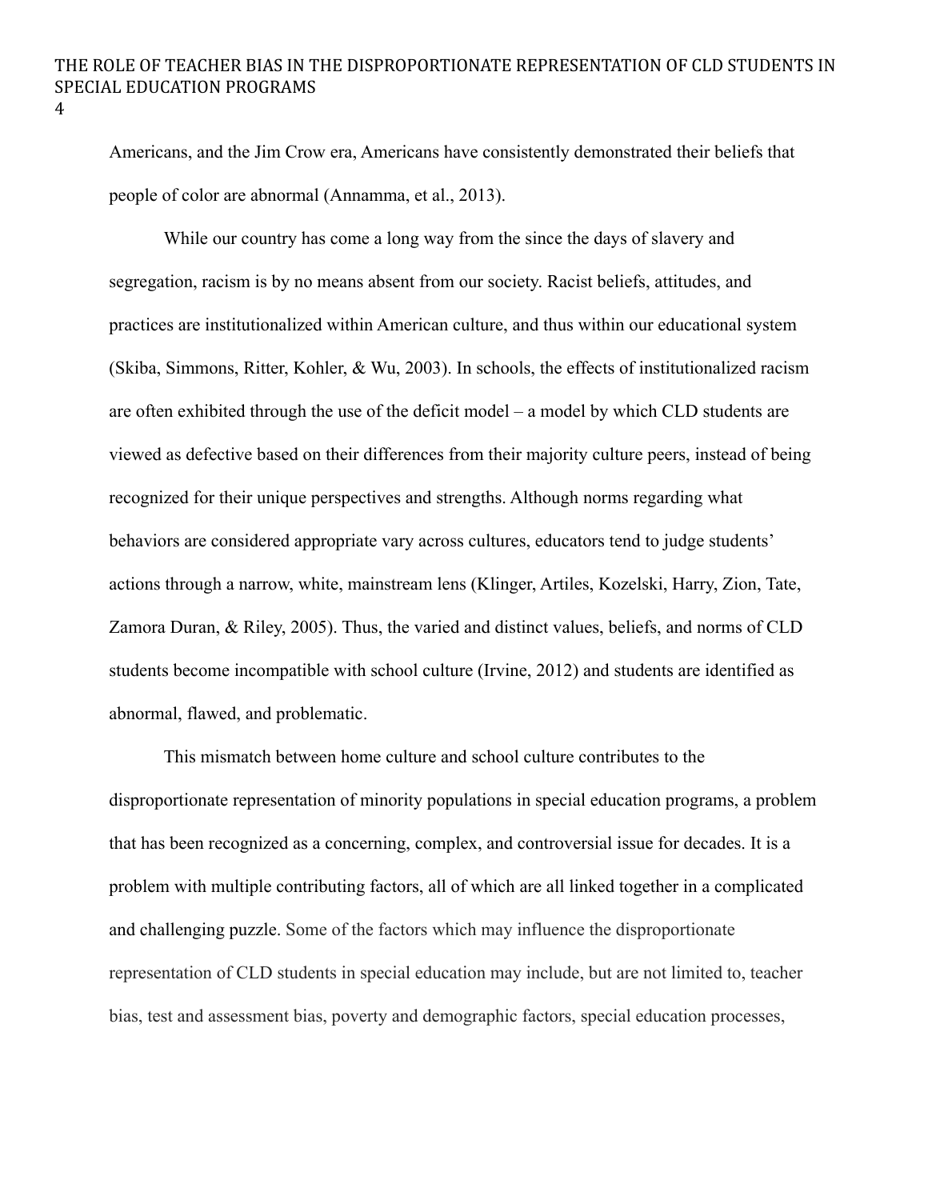Americans, and the Jim Crow era, Americans have consistently demonstrated their beliefs that people of color are abnormal (Annamma, et al., 2013).

While our country has come a long way from the since the days of slavery and segregation, racism is by no means absent from our society. Racist beliefs, attitudes, and practices are institutionalized within American culture, and thus within our educational system (Skiba, Simmons, Ritter, Kohler, & Wu, 2003). In schools, the effects of institutionalized racism are often exhibited through the use of the deficit model – a model by which CLD students are viewed as defective based on their differences from their majority culture peers, instead of being recognized for their unique perspectives and strengths. Although norms regarding what behaviors are considered appropriate vary across cultures, educators tend to judge students' actions through a narrow, white, mainstream lens (Klinger, Artiles, Kozelski, Harry, Zion, Tate, Zamora Duran, & Riley, 2005). Thus, the varied and distinct values, beliefs, and norms of CLD students become incompatible with school culture (Irvine, 2012) and students are identified as abnormal, flawed, and problematic.

This mismatch between home culture and school culture contributes to the disproportionate representation of minority populations in special education programs, a problem that has been recognized as a concerning, complex, and controversial issue for decades. It is a problem with multiple contributing factors, all of which are all linked together in a complicated and challenging puzzle. Some of the factors which may influence the disproportionate representation of CLD students in special education may include, but are not limited to, teacher bias, test and assessment bias, poverty and demographic factors, special education processes,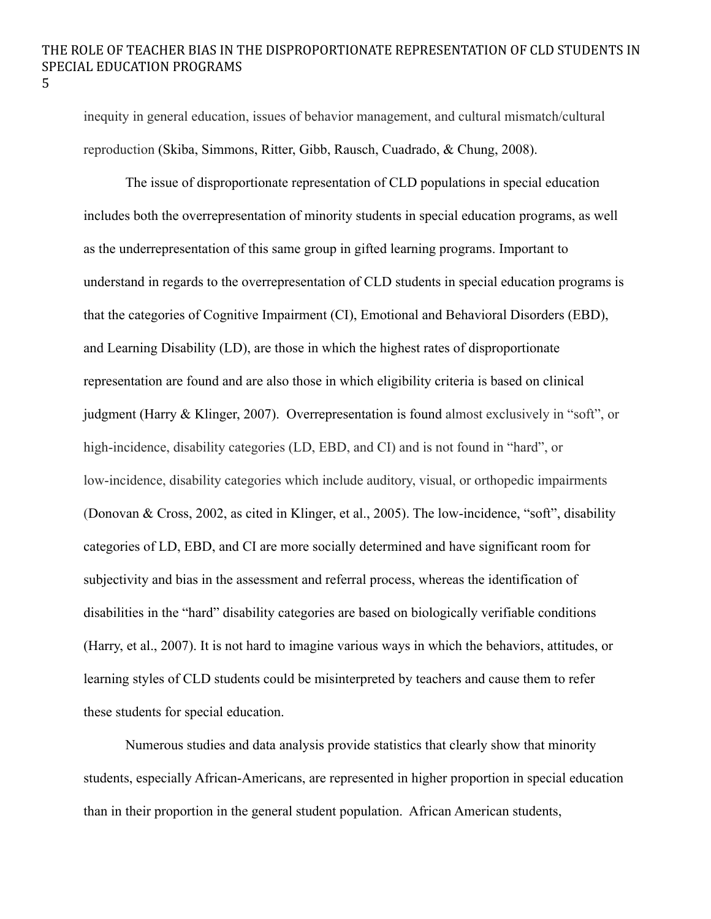inequity in general education, issues of behavior management, and cultural mismatch/cultural reproduction (Skiba, Simmons, Ritter, Gibb, Rausch, Cuadrado, & Chung, 2008).

The issue of disproportionate representation of CLD populations in special education includes both the overrepresentation of minority students in special education programs, as well as the underrepresentation of this same group in gifted learning programs. Important to understand in regards to the overrepresentation of CLD students in special education programs is that the categories of Cognitive Impairment (CI), Emotional and Behavioral Disorders (EBD), and Learning Disability (LD), are those in which the highest rates of disproportionate representation are found and are also those in which eligibility criteria is based on clinical judgment (Harry & Klinger, 2007). Overrepresentation is found almost exclusively in "soft", or high-incidence, disability categories (LD, EBD, and CI) and is not found in "hard", or low-incidence, disability categories which include auditory, visual, or orthopedic impairments (Donovan & Cross, 2002, as cited in Klinger, et al., 2005). The low-incidence, "soft", disability categories of LD, EBD, and CI are more socially determined and have significant room for subjectivity and bias in the assessment and referral process, whereas the identification of disabilities in the "hard" disability categories are based on biologically verifiable conditions (Harry, et al., 2007). It is not hard to imagine various ways in which the behaviors, attitudes, or learning styles of CLD students could be misinterpreted by teachers and cause them to refer these students for special education.

Numerous studies and data analysis provide statistics that clearly show that minority students, especially African-Americans, are represented in higher proportion in special education than in their proportion in the general student population. African American students,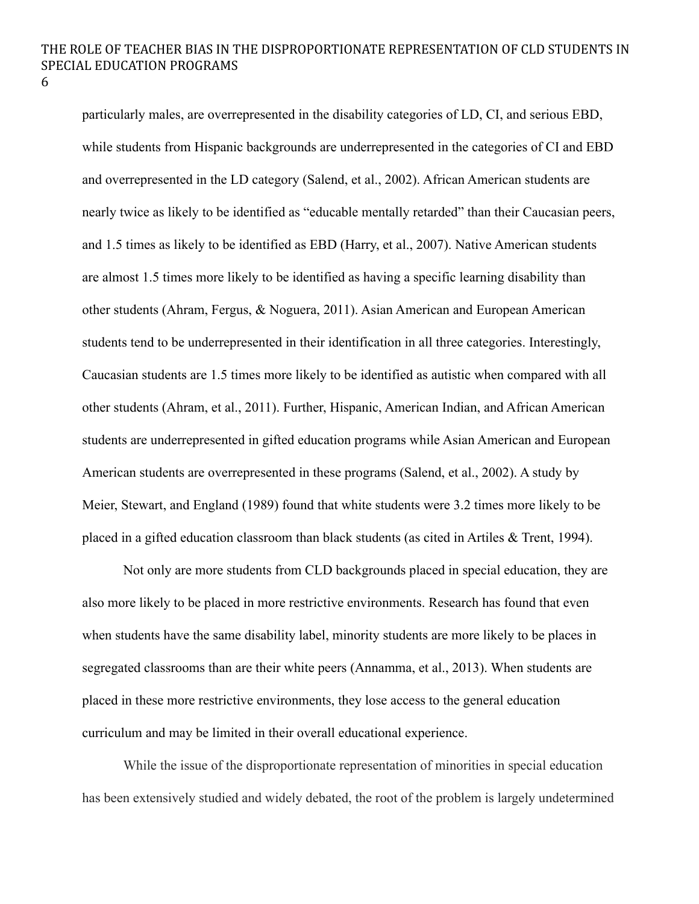particularly males, are overrepresented in the disability categories of LD, CI, and serious EBD, while students from Hispanic backgrounds are underrepresented in the categories of CI and EBD and overrepresented in the LD category (Salend, et al., 2002). African American students are nearly twice as likely to be identified as "educable mentally retarded" than their Caucasian peers, and 1.5 times as likely to be identified as EBD (Harry, et al., 2007). Native American students are almost 1.5 times more likely to be identified as having a specific learning disability than other students (Ahram, Fergus, & Noguera, 2011). Asian American and European American students tend to be underrepresented in their identification in all three categories. Interestingly, Caucasian students are 1.5 times more likely to be identified as autistic when compared with all other students (Ahram, et al., 2011). Further, Hispanic, American Indian, and African American students are underrepresented in gifted education programs while Asian American and European American students are overrepresented in these programs (Salend, et al., 2002). A study by Meier, Stewart, and England (1989) found that white students were 3.2 times more likely to be placed in a gifted education classroom than black students (as cited in Artiles & Trent, 1994).

Not only are more students from CLD backgrounds placed in special education, they are also more likely to be placed in more restrictive environments. Research has found that even when students have the same disability label, minority students are more likely to be places in segregated classrooms than are their white peers (Annamma, et al., 2013). When students are placed in these more restrictive environments, they lose access to the general education curriculum and may be limited in their overall educational experience.

While the issue of the disproportionate representation of minorities in special education has been extensively studied and widely debated, the root of the problem is largely undetermined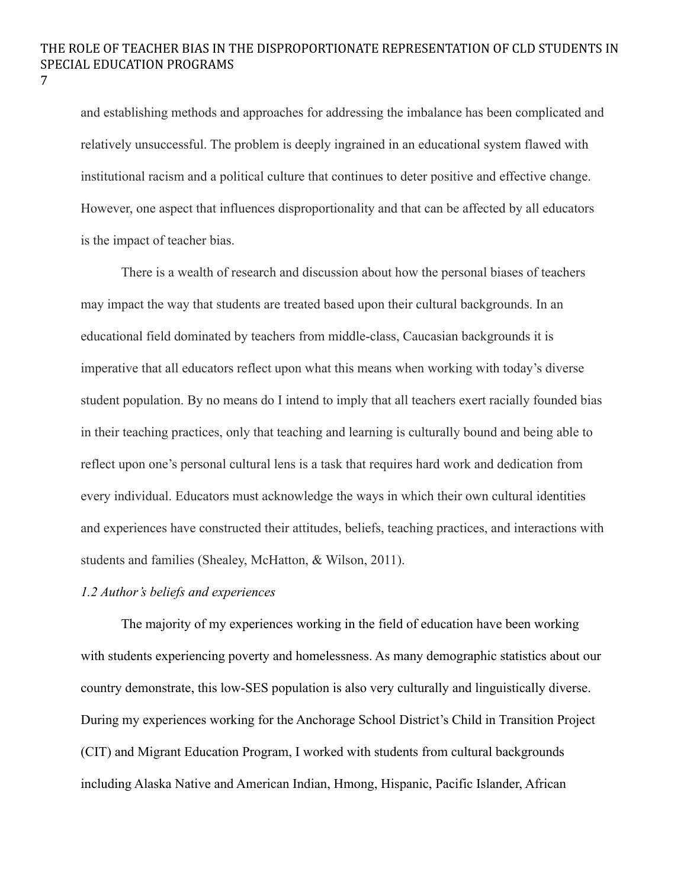and establishing methods and approaches for addressing the imbalance has been complicated and relatively unsuccessful. The problem is deeply ingrained in an educational system flawed with institutional racism and a political culture that continues to deter positive and effective change. However, one aspect that influences disproportionality and that can be affected by all educators is the impact of teacher bias.

There is a wealth of research and discussion about how the personal biases of teachers may impact the way that students are treated based upon their cultural backgrounds. In an educational field dominated by teachers from middle-class, Caucasian backgrounds it is imperative that all educators reflect upon what this means when working with today's diverse student population. By no means do I intend to imply that all teachers exert racially founded bias in their teaching practices, only that teaching and learning is culturally bound and being able to reflect upon one's personal cultural lens is a task that requires hard work and dedication from every individual. Educators must acknowledge the ways in which their own cultural identities and experiences have constructed their attitudes, beliefs, teaching practices, and interactions with students and families (Shealey, McHatton, & Wilson, 2011).

### *1.2 Author's beliefs and experiences*

The majority of my experiences working in the field of education have been working with students experiencing poverty and homelessness. As many demographic statistics about our country demonstrate, this low-SES population is also very culturally and linguistically diverse. During my experiences working for the Anchorage School District's Child in Transition Project (CIT) and Migrant Education Program, I worked with students from cultural backgrounds including Alaska Native and American Indian, Hmong, Hispanic, Pacific Islander, African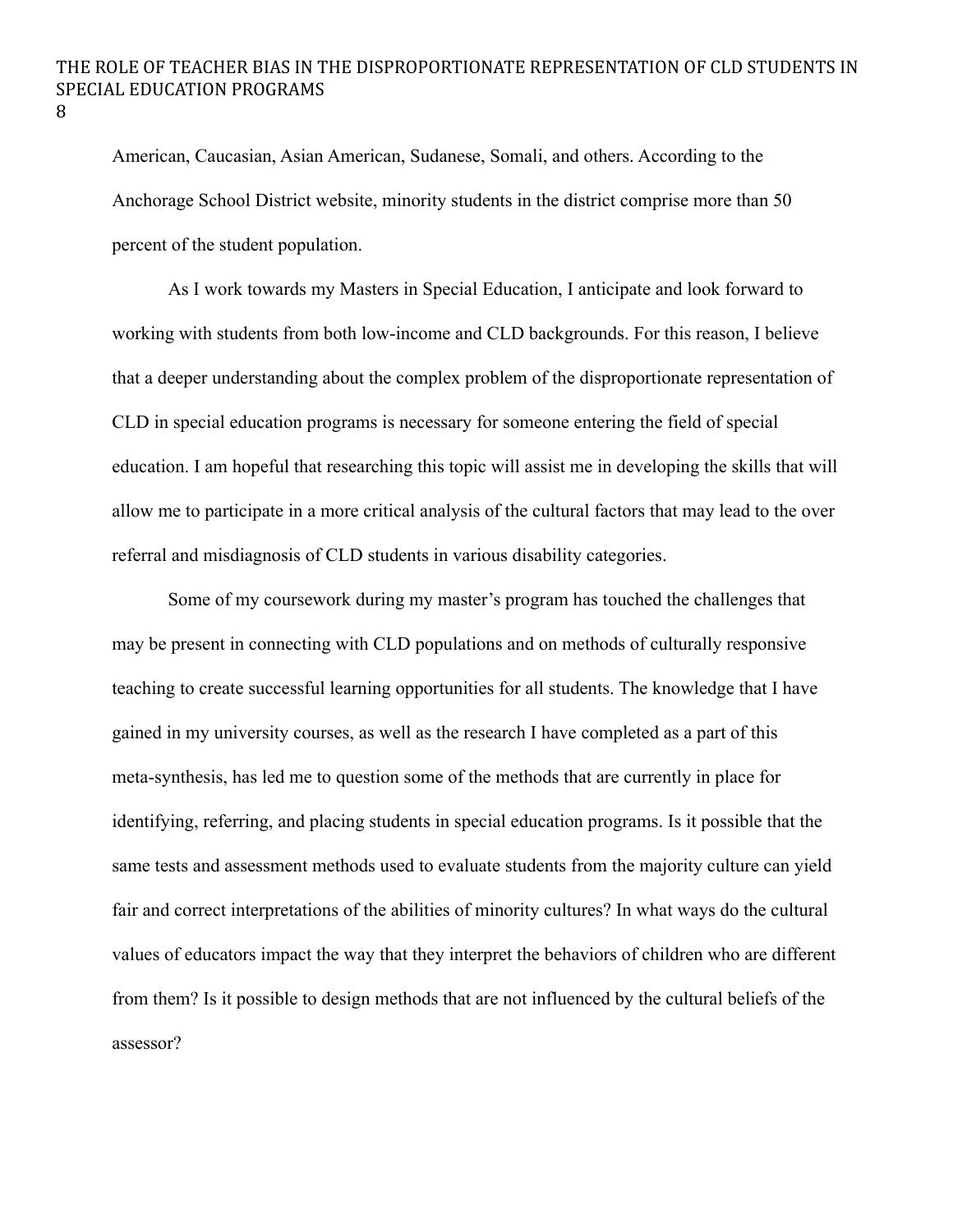American, Caucasian, Asian American, Sudanese, Somali, and others. According to the Anchorage School District website, minority students in the district comprise more than 50 percent of the student population.

As I work towards my Masters in Special Education, I anticipate and look forward to working with students from both low-income and CLD backgrounds. For this reason, I believe that a deeper understanding about the complex problem of the disproportionate representation of CLD in special education programs is necessary for someone entering the field of special education. I am hopeful that researching this topic will assist me in developing the skills that will allow me to participate in a more critical analysis of the cultural factors that may lead to the over referral and misdiagnosis of CLD students in various disability categories.

Some of my coursework during my master's program has touched the challenges that may be present in connecting with CLD populations and on methods of culturally responsive teaching to create successful learning opportunities for all students. The knowledge that I have gained in my university courses, as well as the research I have completed as a part of this meta-synthesis, has led me to question some of the methods that are currently in place for identifying, referring, and placing students in special education programs. Is it possible that the same tests and assessment methods used to evaluate students from the majority culture can yield fair and correct interpretations of the abilities of minority cultures? In what ways do the cultural values of educators impact the way that they interpret the behaviors of children who are different from them? Is it possible to design methods that are not influenced by the cultural beliefs of the assessor?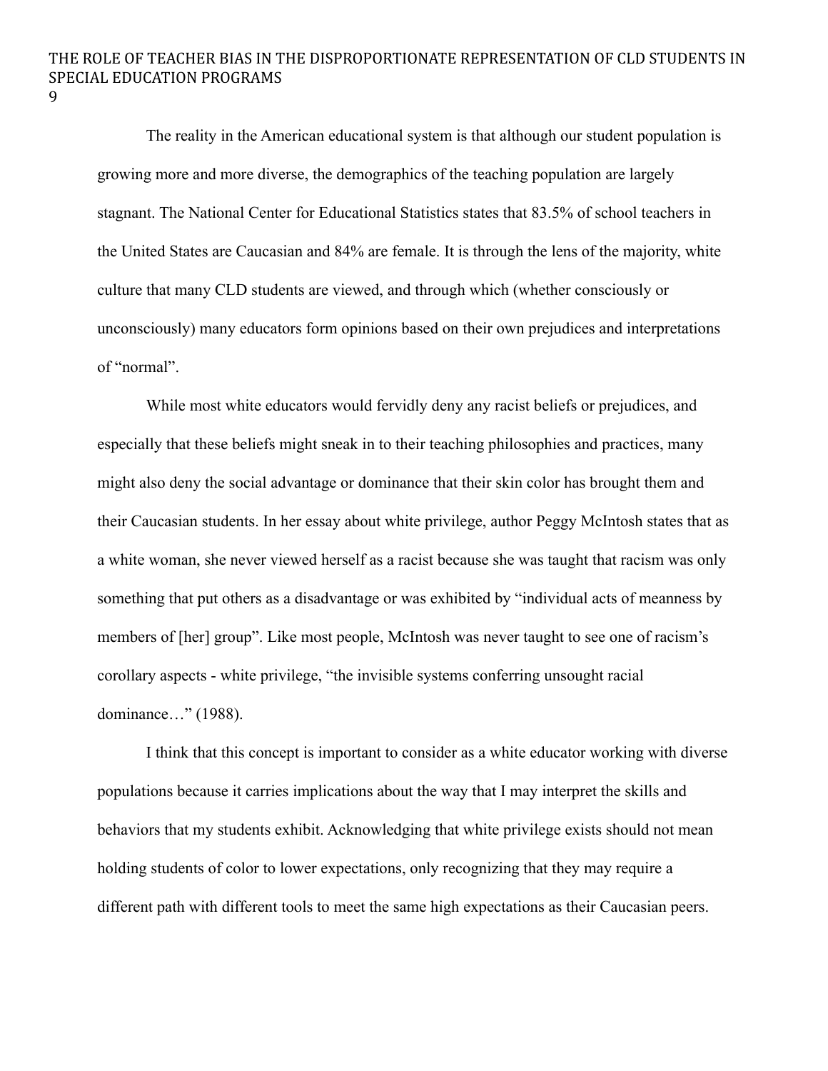The reality in the American educational system is that although our student population is growing more and more diverse, the demographics of the teaching population are largely stagnant. The National Center for Educational Statistics states that 83.5% of school teachers in the United States are Caucasian and 84% are female. It is through the lens of the majority, white culture that many CLD students are viewed, and through which (whether consciously or unconsciously) many educators form opinions based on their own prejudices and interpretations of "normal".

While most white educators would fervidly deny any racist beliefs or prejudices, and especially that these beliefs might sneak in to their teaching philosophies and practices, many might also deny the social advantage or dominance that their skin color has brought them and their Caucasian students. In her essay about white privilege, author Peggy McIntosh states that as a white woman, she never viewed herself as a racist because she was taught that racism was only something that put others as a disadvantage or was exhibited by "individual acts of meanness by members of [her] group". Like most people, McIntosh was never taught to see one of racism's corollary aspects - white privilege, "the invisible systems conferring unsought racial dominance…" (1988).

I think that this concept is important to consider as a white educator working with diverse populations because it carries implications about the way that I may interpret the skills and behaviors that my students exhibit. Acknowledging that white privilege exists should not mean holding students of color to lower expectations, only recognizing that they may require a different path with different tools to meet the same high expectations as their Caucasian peers.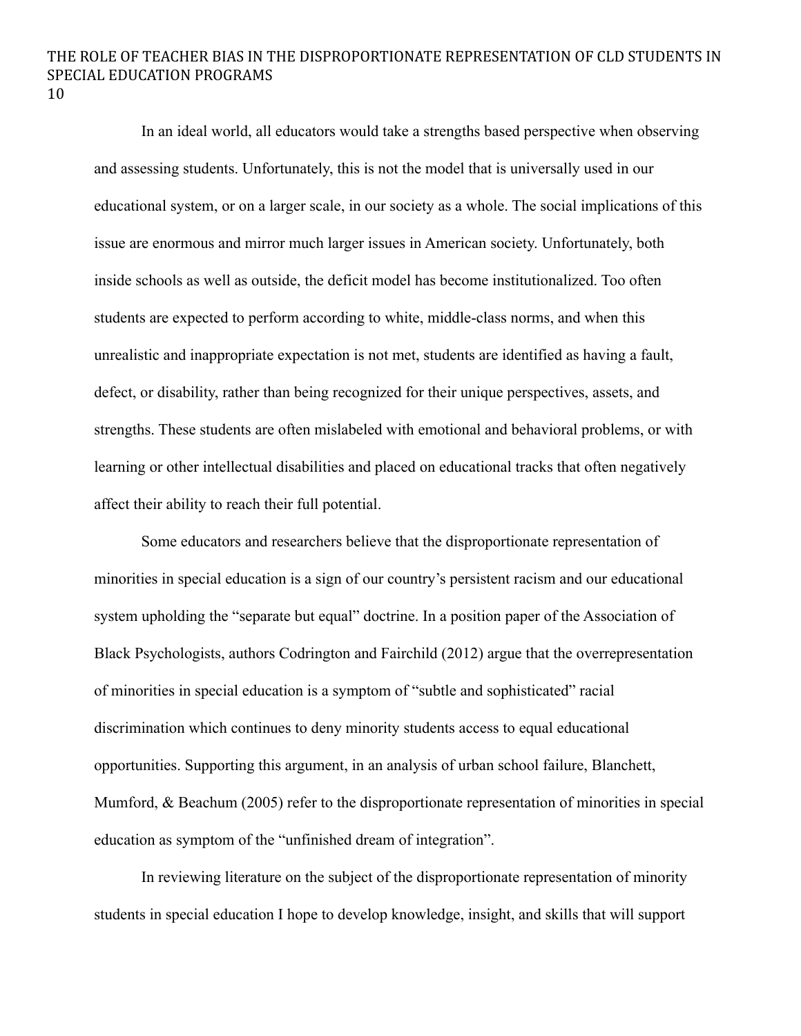In an ideal world, all educators would take a strengths based perspective when observing and assessing students. Unfortunately, this is not the model that is universally used in our educational system, or on a larger scale, in our society as a whole. The social implications of this issue are enormous and mirror much larger issues in American society. Unfortunately, both inside schools as well as outside, the deficit model has become institutionalized. Too often students are expected to perform according to white, middle-class norms, and when this unrealistic and inappropriate expectation is not met, students are identified as having a fault, defect, or disability, rather than being recognized for their unique perspectives, assets, and strengths. These students are often mislabeled with emotional and behavioral problems, or with learning or other intellectual disabilities and placed on educational tracks that often negatively affect their ability to reach their full potential.

Some educators and researchers believe that the disproportionate representation of minorities in special education is a sign of our country's persistent racism and our educational system upholding the "separate but equal" doctrine. In a position paper of the Association of Black Psychologists, authors Codrington and Fairchild (2012) argue that the overrepresentation of minorities in special education is a symptom of "subtle and sophisticated" racial discrimination which continues to deny minority students access to equal educational opportunities. Supporting this argument, in an analysis of urban school failure, Blanchett, Mumford, & Beachum (2005) refer to the disproportionate representation of minorities in special education as symptom of the "unfinished dream of integration".

In reviewing literature on the subject of the disproportionate representation of minority students in special education I hope to develop knowledge, insight, and skills that will support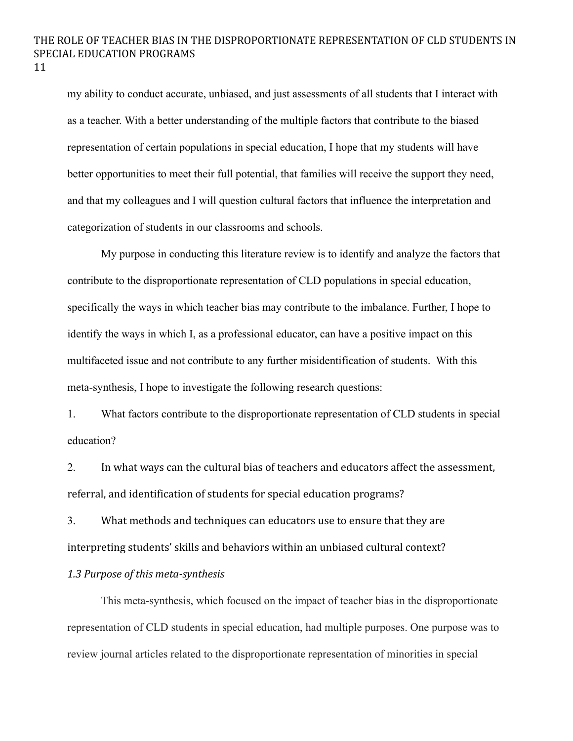my ability to conduct accurate, unbiased, and just assessments of all students that I interact with as a teacher. With a better understanding of the multiple factors that contribute to the biased representation of certain populations in special education, I hope that my students will have better opportunities to meet their full potential, that families will receive the support they need, and that my colleagues and I will question cultural factors that influence the interpretation and categorization of students in our classrooms and schools.

My purpose in conducting this literature review is to identify and analyze the factors that contribute to the disproportionate representation of CLD populations in special education, specifically the ways in which teacher bias may contribute to the imbalance. Further, I hope to identify the ways in which I, as a professional educator, can have a positive impact on this multifaceted issue and not contribute to any further misidentification of students. With this meta-synthesis, I hope to investigate the following research questions:

1. What factors contribute to the disproportionate representation of CLD students in special education?
2. In what ways can the cultural bias of teachers and educators affect the assessment, referral, and identification of students for special education programs?
3. What methods and techniques can educators use to ensure that they are interpreting students' skills and behaviors within an unbiased cultural context?

### *1.3 Purpose of this meta-synthesis*

This meta-synthesis, which focused on the impact of teacher bias in the disproportionate representation of CLD students in special education, had multiple purposes. One purpose was to review journal articles related to the disproportionate representation of minorities in special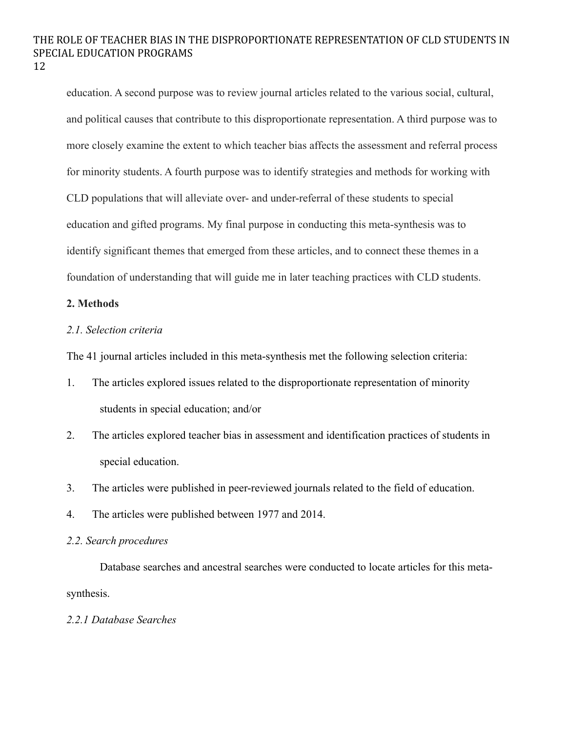education. A second purpose was to review journal articles related to the various social, cultural, and political causes that contribute to this disproportionate representation. A third purpose was to more closely examine the extent to which teacher bias affects the assessment and referral process for minority students. A fourth purpose was to identify strategies and methods for working with CLD populations that will alleviate over- and under-referral of these students to special education and gifted programs. My final purpose in conducting this meta-synthesis was to identify significant themes that emerged from these articles, and to connect these themes in a foundation of understanding that will guide me in later teaching practices with CLD students.

**2. Methods**

*2.1. Selection criteria*

The 41 journal articles included in this meta-synthesis met the following selection criteria:

1. The articles explored issues related to the disproportionate representation of minority students in special education; and/or
2. The articles explored teacher bias in assessment and identification practices of students in special education.
3. The articles were published in peer-reviewed journals related to the field of education.
4. The articles were published between 1977 and 2014.

*2.2. Search procedures*

Database searches and ancestral searches were conducted to locate articles for this meta-synthesis.

*2.2.1 Database Searches*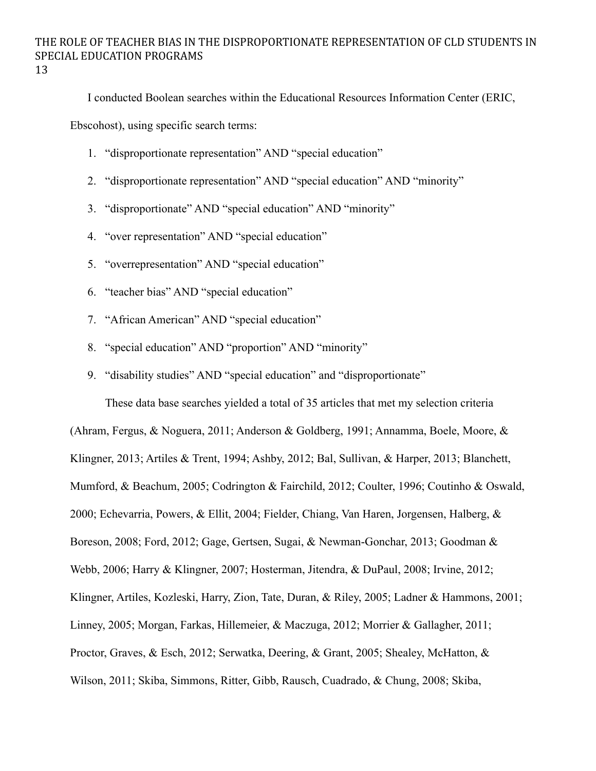I conducted Boolean searches within the Educational Resources Information Center (ERIC, Ebscohost), using specific search terms:

1. "disproportionate representation" AND "special education"
2. "disproportionate representation" AND "special education" AND "minority"
3. "disproportionate" AND "special education" AND "minority"
4. "over representation" AND "special education"
5. "overrepresentation" AND "special education"
6. "teacher bias" AND "special education"
7. "African American" AND "special education"
8. "special education" AND "proportion" AND "minority"
9. "disability studies" AND "special education" and "disproportionate"

These data base searches yielded a total of 35 articles that met my selection criteria (Ahram, Fergus, & Noguera, 2011; Anderson & Goldberg, 1991; Annamma, Boele, Moore, & Klingner, 2013; Artiles & Trent, 1994; Ashby, 2012; Bal, Sullivan, & Harper, 2013; Blanchett, Mumford, & Beachum, 2005; Codrington & Fairchild, 2012; Coulter, 1996; Coutinho & Oswald, 2000; Echevarria, Powers, & Ellit, 2004; Fielder, Chiang, Van Haren, Jorgensen, Halberg, & Boreson, 2008; Ford, 2012; Gage, Gertsen, Sugai, & Newman-Gonchar, 2013; Goodman & Webb, 2006; Harry & Klingner, 2007; Hosterman, Jitendra, & DuPaul, 2008; Irvine, 2012; Klingner, Artiles, Kozleski, Harry, Zion, Tate, Duran, & Riley, 2005; Ladner & Hammons, 2001; Linney, 2005; Morgan, Farkas, Hillemeier, & Maczuga, 2012; Morrier & Gallagher, 2011; Proctor, Graves, & Esch, 2012; Serwatka, Deering, & Grant, 2005; Shealey, McHatton, & Wilson, 2011; Skiba, Simmons, Ritter, Gibb, Rausch, Cuadrado, & Chung, 2008; Skiba,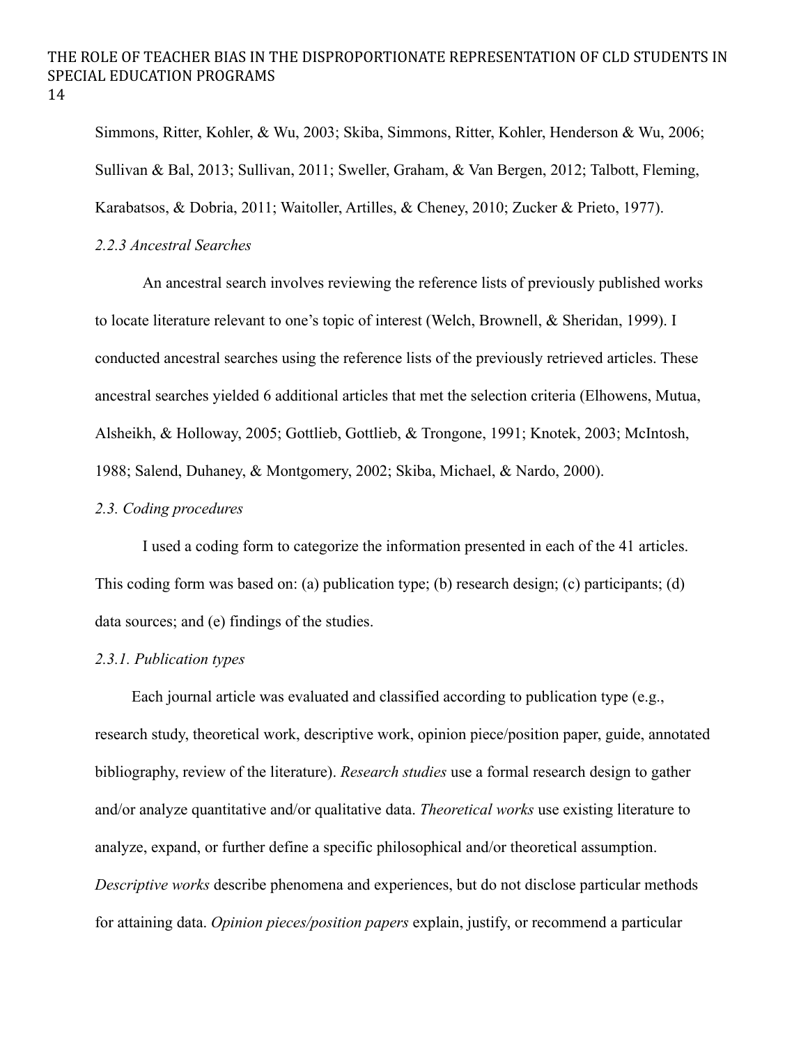Simmons, Ritter, Kohler, & Wu, 2003; Skiba, Simmons, Ritter, Kohler, Henderson & Wu, 2006; Sullivan & Bal, 2013; Sullivan, 2011; Sweller, Graham, & Van Bergen, 2012; Talbott, Fleming, Karabatsos, & Dobria, 2011; Waitoller, Artilles, & Cheney, 2010; Zucker & Prieto, 1977).

### *2.2.3 Ancestral Searches*

An ancestral search involves reviewing the reference lists of previously published works to locate literature relevant to one's topic of interest (Welch, Brownell, & Sheridan, 1999). I conducted ancestral searches using the reference lists of the previously retrieved articles. These ancestral searches yielded 6 additional articles that met the selection criteria (Elhowens, Mutua, Alsheikh, & Holloway, 2005; Gottlieb, Gottlieb, & Trongone, 1991; Knotek, 2003; McIntosh, 1988; Salend, Duhaney, & Montgomery, 2002; Skiba, Michael, & Nardo, 2000).

### *2.3. Coding procedures*

I used a coding form to categorize the information presented in each of the 41 articles. This coding form was based on: (a) publication type; (b) research design; (c) participants; (d) data sources; and (e) findings of the studies.

### *2.3.1. Publication types*

Each journal article was evaluated and classified according to publication type (e.g., research study, theoretical work, descriptive work, opinion piece/position paper, guide, annotated bibliography, review of the literature). *Research studies* use a formal research design to gather and/or analyze quantitative and/or qualitative data. *Theoretical works* use existing literature to analyze, expand, or further define a specific philosophical and/or theoretical assumption. *Descriptive works* describe phenomena and experiences, but do not disclose particular methods for attaining data. *Opinion pieces/position papers* explain, justify, or recommend a particular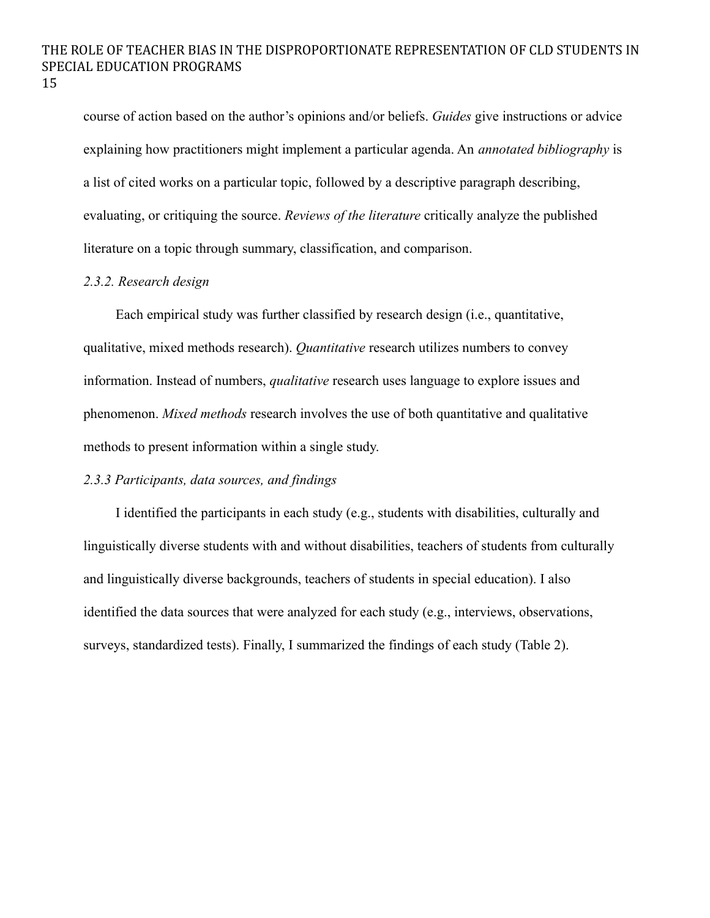course of action based on the author's opinions and/or beliefs. *Guides* give instructions or advice explaining how practitioners might implement a particular agenda. An *annotated bibliography* is a list of cited works on a particular topic, followed by a descriptive paragraph describing, evaluating, or critiquing the source. *Reviews of the literature* critically analyze the published literature on a topic through summary, classification, and comparison.

### *2.3.2. Research design*

Each empirical study was further classified by research design (i.e., quantitative, qualitative, mixed methods research). *Quantitative* research utilizes numbers to convey information. Instead of numbers, *qualitative* research uses language to explore issues and phenomenon. *Mixed methods* research involves the use of both quantitative and qualitative methods to present information within a single study.

### *2.3.3 Participants, data sources, and findings*

I identified the participants in each study (e.g., students with disabilities, culturally and linguistically diverse students with and without disabilities, teachers of students from culturally and linguistically diverse backgrounds, teachers of students in special education). I also identified the data sources that were analyzed for each study (e.g., interviews, observations, surveys, standardized tests). Finally, I summarized the findings of each study (Table 2).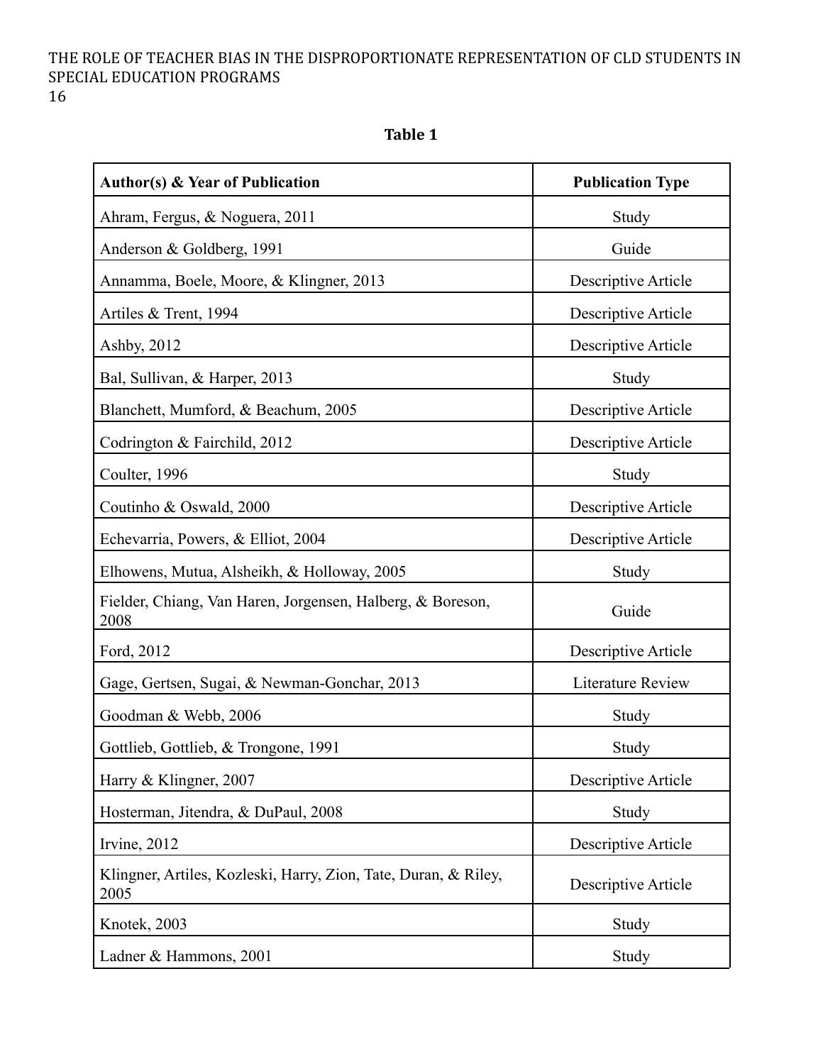**Table 1**

| Author(s) & Year of Publication | Publication Type |
|---|---|
| Ahram, Fergus, & Noguera, 2011 | Study |
| Anderson & Goldberg, 1991 | Guide |
| Annamma, Boele, Moore, & Klingner, 2013 | Descriptive Article |
| Artiles & Trent, 1994 | Descriptive Article |
| Ashby, 2012 | Descriptive Article |
| Bal, Sullivan, & Harper, 2013 | Study |
| Blanchett, Mumford, & Beachum, 2005 | Descriptive Article |
| Codrington & Fairchild, 2012 | Descriptive Article |
| Coulter, 1996 | Study |
| Coutinho & Oswald, 2000 | Descriptive Article |
| Echevarria, Powers, & Elliot, 2004 | Descriptive Article |
| Elhowens, Mutua, Alsheikh, & Holloway, 2005 | Study |
| Fielder, Chiang, Van Haren, Jorgensen, Halberg, & Boreson, 2008 | Guide |
| Ford, 2012 | Descriptive Article |
| Gage, Gertsen, Sugai, & Newman-Gonchar, 2013 | Literature Review |
| Goodman & Webb, 2006 | Study |
| Gottlieb, Gottlieb, & Trongone, 1991 | Study |
| Harry & Klingner, 2007 | Descriptive Article |
| Hosterman, Jitendra, & DuPaul, 2008 | Study |
| Irvine, 2012 | Descriptive Article |
| Klingner, Artiles, Kozleski, Harry, Zion, Tate, Duran, & Riley, 2005 | Descriptive Article |
| Knotek, 2003 | Study |
| Ladner & Hammons, 2001 | Study |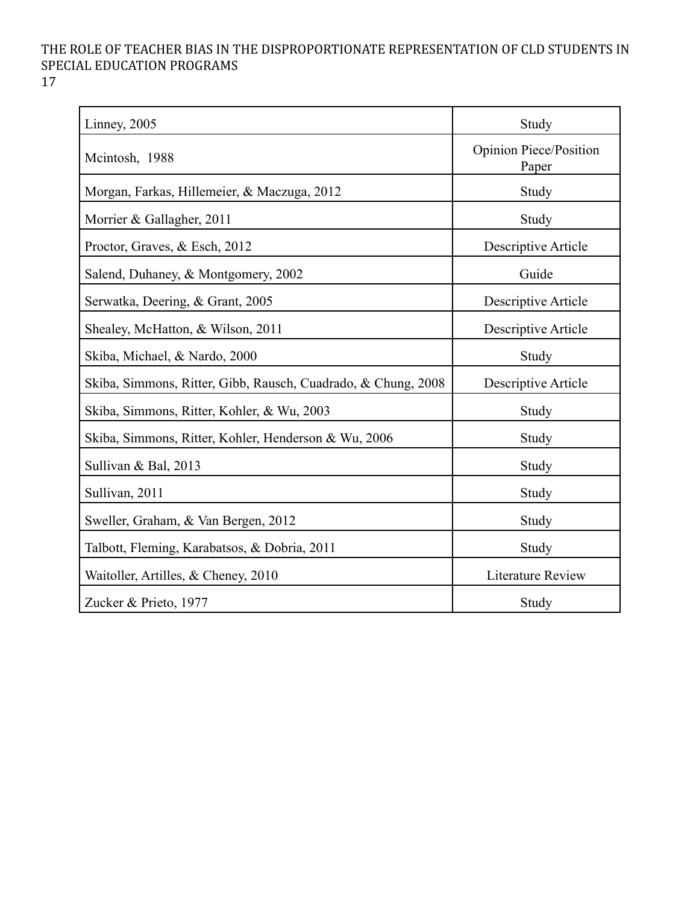| Linney, 2005 | Study |
|---|---|
| Mcintosh, 1988 | Opinion Piece/Position Paper |
| Morgan, Farkas, Hillemeier, & Maczuga, 2012 | Study |
| Morrier & Gallagher, 2011 | Study |
| Proctor, Graves, & Esch, 2012 | Descriptive Article |
| Salend, Duhaney, & Montgomery, 2002 | Guide |
| Serwatka, Deering, & Grant, 2005 | Descriptive Article |
| Shealey, McHatton, & Wilson, 2011 | Descriptive Article |
| Skiba, Michael, & Nardo, 2000 | Study |
| Skiba, Simmons, Ritter, Gibb, Rausch, Cuadrado, & Chung, 2008 | Descriptive Article |
| Skiba, Simmons, Ritter, Kohler, & Wu, 2003 | Study |
| Skiba, Simmons, Ritter, Kohler, Henderson & Wu, 2006 | Study |
| Sullivan & Bal, 2013 | Study |
| Sullivan, 2011 | Study |
| Sweller, Graham, & Van Bergen, 2012 | Study |
| Talbott, Fleming, Karabatsos, & Dobria, 2011 | Study |
| Waitoller, Artilles, & Cheney, 2010 | Literature Review |
| Zucker & Prieto, 1977 | Study |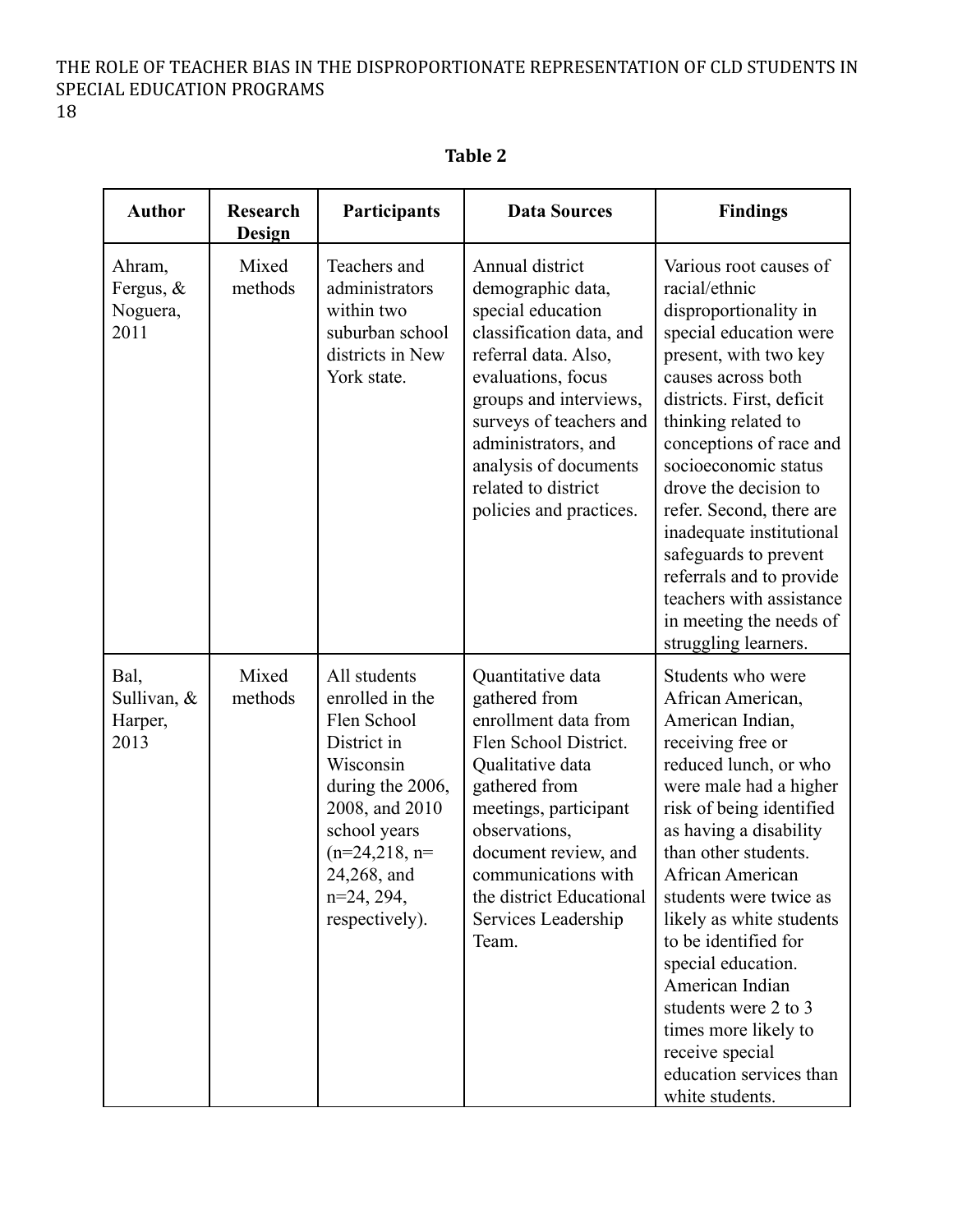**Table 2**

| Author | Research Design | Participants | Data Sources | Findings |
|---|---|---|---|---|
| Ahram, Fergus, & Noguera, 2011 | Mixed methods | Teachers and administrators within two suburban school districts in New York state. | Annual district demographic data, special education classification data, and referral data. Also, evaluations, focus groups and interviews, surveys of teachers and administrators, and analysis of documents related to district policies and practices. | Various root causes of racial/ethnic disproportionality in special education were present, with two key causes across both districts. First, deficit thinking related to conceptions of race and socioeconomic status drove the decision to refer. Second, there are inadequate institutional safeguards to prevent referrals and to provide teachers with assistance in meeting the needs of struggling learners. |
| Bal, Sullivan, & Harper, 2013 | Mixed methods | All students enrolled in the Flen School District in Wisconsin during the 2006, 2008, and 2010 school years (n=24,218, n= 24,268, and n=24, 294, respectively). | Quantitative data gathered from enrollment data from Flen School District. Qualitative data gathered from meetings, participant observations, document review, and communications with the district Educational Services Leadership Team. | Students who were African American, American Indian, receiving free or reduced lunch, or who were male had a higher risk of being identified as having a disability than other students. African American students were twice as likely as white students to be identified for special education. American Indian students were 2 to 3 times more likely to receive special education services than white students. |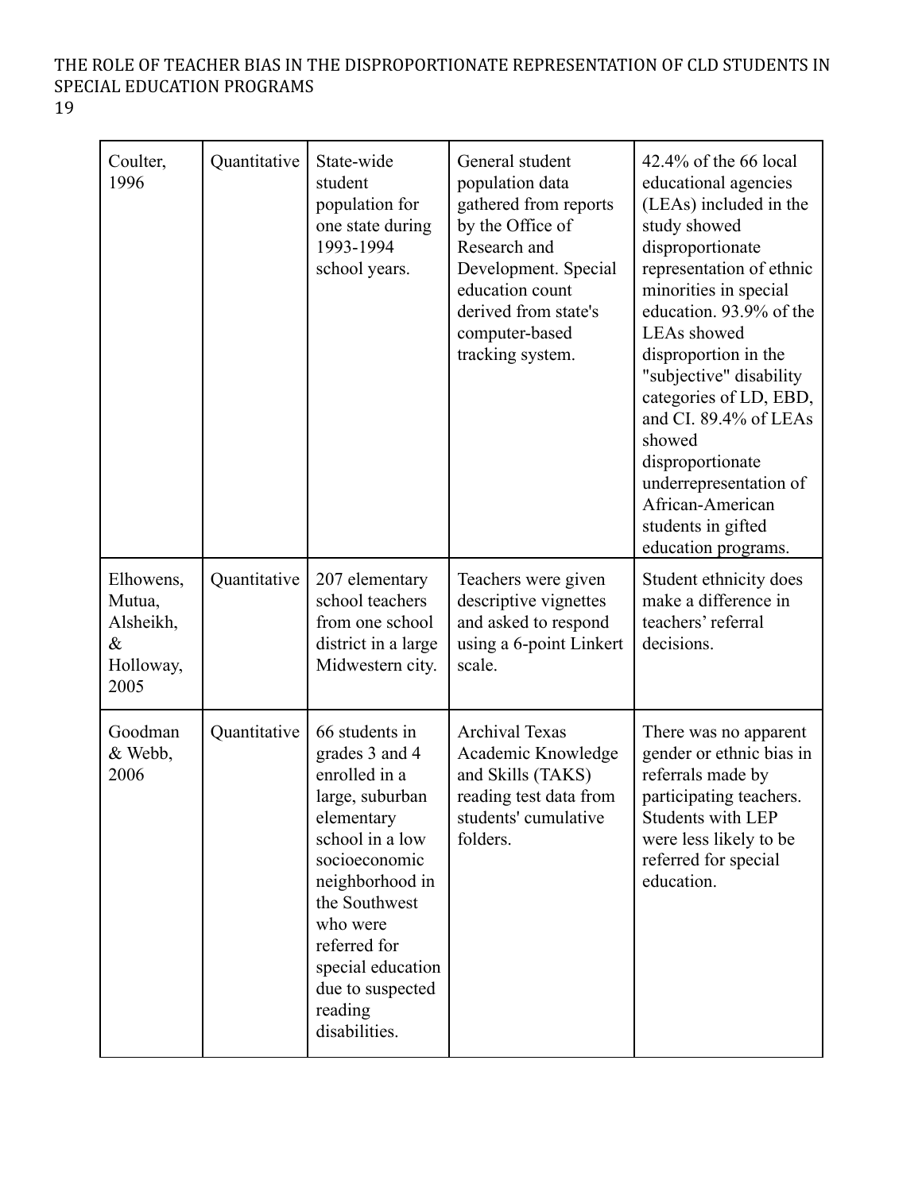| Coulter, 1996 | Quantitative | State-wide student population for one state during 1993-1994 school years. | General student population data gathered from reports by the Office of Research and Development. Special education count derived from state's computer-based tracking system. | 42.4% of the 66 local educational agencies (LEAs) included in the study showed disproportionate representation of ethnic minorities in special education. 93.9% of the LEAs showed disproportion in the "subjective" disability categories of LD, EBD, and CI. 89.4% of LEAs showed disproportionate underrepresentation of African-American students in gifted education programs. |
|---|---|---|---|---|
| Elhowens, Mutua, Alsheikh, & Holloway, 2005 | Quantitative | 207 elementary school teachers from one school district in a large Midwestern city. | Teachers were given descriptive vignettes and asked to respond using a 6-point Linkert scale. | Student ethnicity does make a difference in teachers' referral decisions. |
| Goodman & Webb, 2006 | Quantitative | 66 students in grades 3 and 4 enrolled in a large, suburban elementary school in a low socioeconomic neighborhood in the Southwest who were referred for special education due to suspected reading disabilities. | Archival Texas Academic Knowledge and Skills (TAKS) reading test data from students' cumulative folders. | There was no apparent gender or ethnic bias in referrals made by participating teachers. Students with LEP were less likely to be referred for special education. |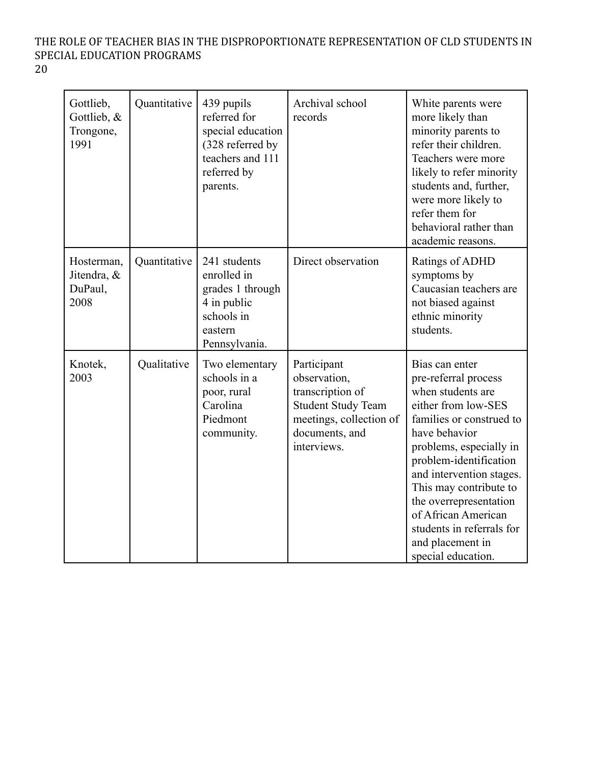| | | | | |
|---|---|---|---|---|
| Gottlieb, Gottlieb, & Trongone, 1991 | Quantitative | 439 pupils referred for special education (328 referred by teachers and 111 referred by parents. | Archival school records | White parents were more likely than minority parents to refer their children. Teachers were more likely to refer minority students and, further, were more likely to refer them for behavioral rather than academic reasons. |
| Hosterman, Jitendra, & DuPaul, 2008 | Quantitative | 241 students enrolled in grades 1 through 4 in public schools in eastern Pennsylvania. | Direct observation | Ratings of ADHD symptoms by Caucasian teachers are not biased against ethnic minority students. |
| Knotek, 2003 | Qualitative | Two elementary schools in a poor, rural Carolina Piedmont community. | Participant observation, transcription of Student Study Team meetings, collection of documents, and interviews. | Bias can enter pre-referral process when students are either from low-SES families or construed to have behavior problems, especially in problem-identification and intervention stages. This may contribute to the overrepresentation of African American students in referrals for and placement in special education. |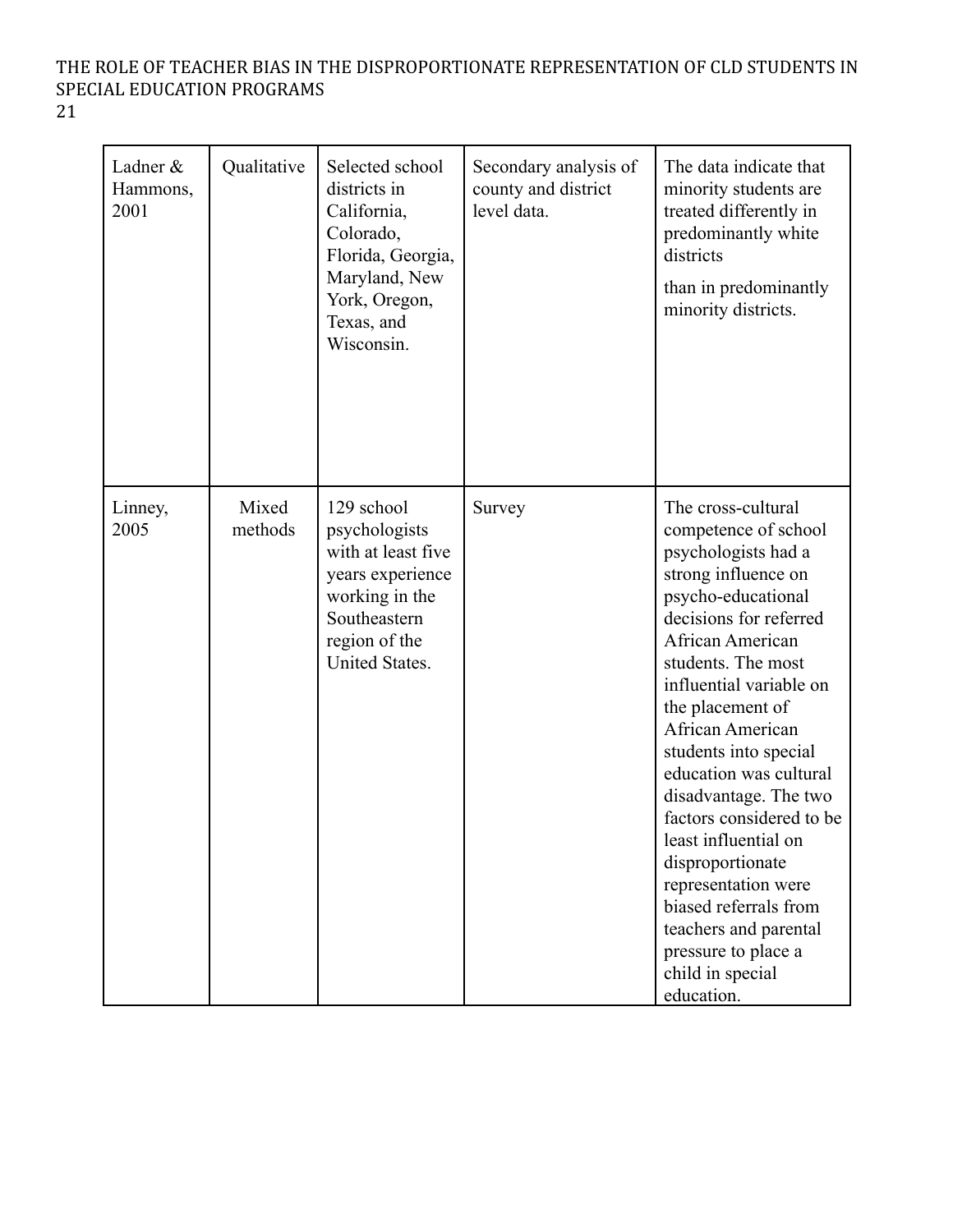| | | | | |
|---|---|---|---|---|
| Ladner & Hammons, 2001 | Qualitative | Selected school districts in California, Colorado, Florida, Georgia, Maryland, New York, Oregon, Texas, and Wisconsin. | Secondary analysis of county and district level data. | The data indicate that minority students are treated differently in predominantly white districts than in predominantly minority districts. |
| Linney, 2005 | Mixed methods | 129 school psychologists with at least five years experience working in the Southeastern region of the United States. | Survey | The cross-cultural competence of school psychologists had a strong influence on psycho-educational decisions for referred African American students. The most influential variable on the placement of African American students into special education was cultural disadvantage. The two factors considered to be least influential on disproportionate representation were biased referrals from teachers and parental pressure to place a child in special education. |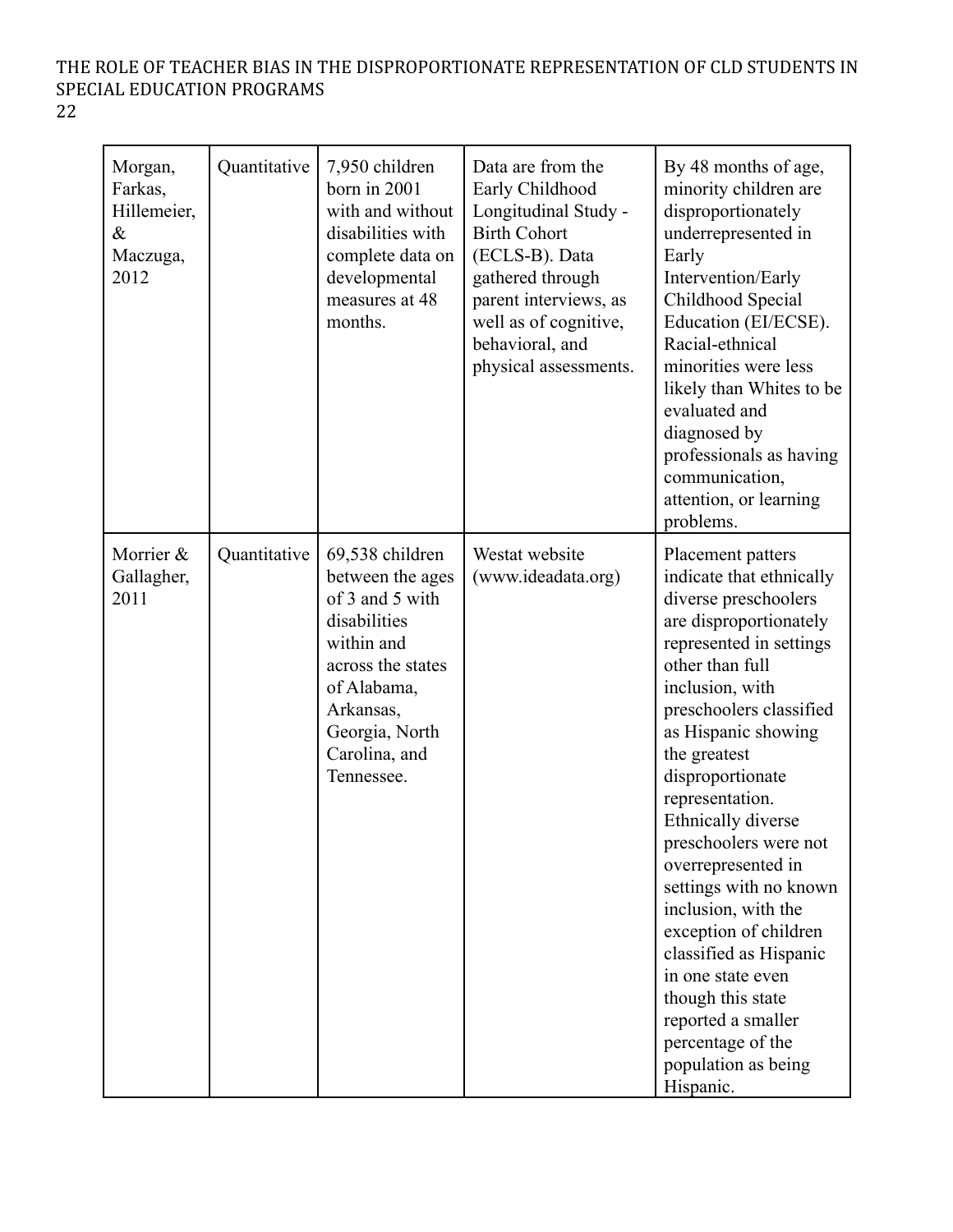| | | | | |
|---|---|---|---|---|
| Morgan, Farkas, Hillemeier, & Maczuga, 2012 | Quantitative | 7,950 children born in 2001 with and without disabilities with complete data on developmental measures at 48 months. | Data are from the Early Childhood Longitudinal Study - Birth Cohort (ECLS-B). Data gathered through parent interviews, as well as of cognitive, behavioral, and physical assessments. | By 48 months of age, minority children are disproportionately underrepresented in Early Intervention/Early Childhood Special Education (EI/ECSE). Racial-ethnical minorities were less likely than Whites to be evaluated and diagnosed by professionals as having communication, attention, or learning problems. |
| Morrier & Gallagher, 2011 | Quantitative | 69,538 children between the ages of 3 and 5 with disabilities within and across the states of Alabama, Arkansas, Georgia, North Carolina, and Tennessee. | Westat website (www.ideadata.org) | Placement patters indicate that ethnically diverse preschoolers are disproportionately represented in settings other than full inclusion, with preschoolers classified as Hispanic showing the greatest disproportionate representation. Ethnically diverse preschoolers were not overrepresented in settings with no known inclusion, with the exception of children classified as Hispanic in one state even though this state reported a smaller percentage of the population as being Hispanic. |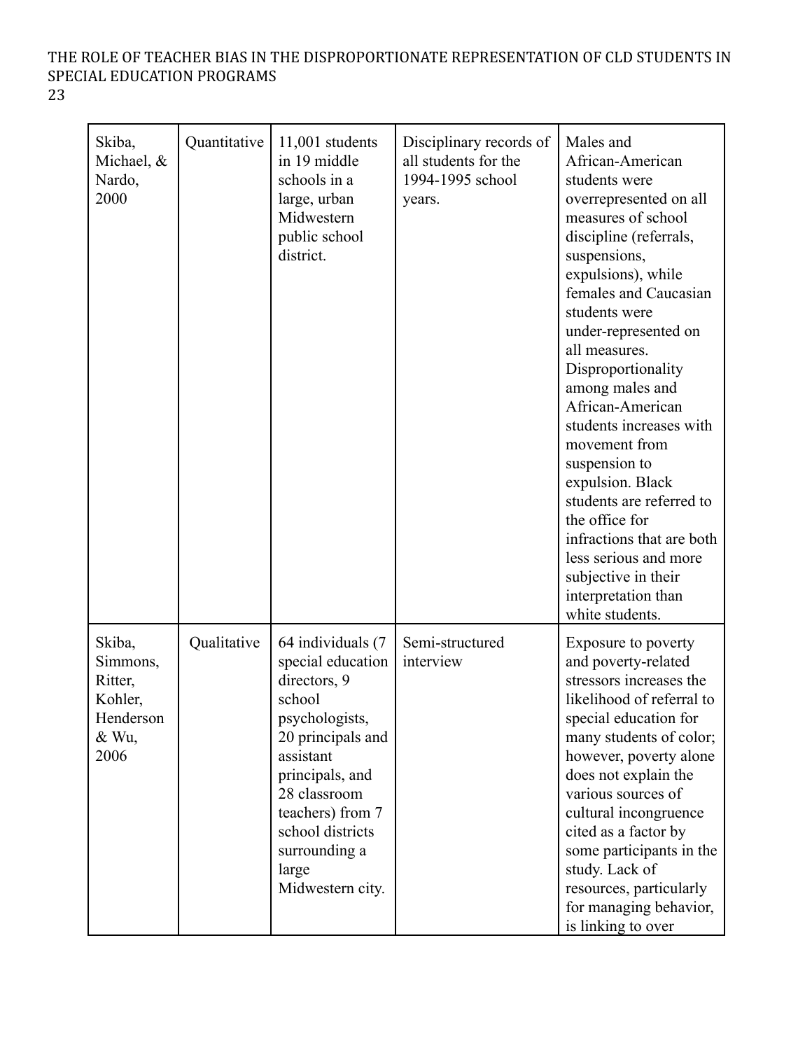| | | | | |
|---|---|---|---|---|
| Skiba, Michael, & Nardo, 2000 | Quantitative | 11,001 students in 19 middle schools in a large, urban Midwestern public school district. | Disciplinary records of all students for the 1994-1995 school years. | Males and African-American students were overrepresented on all measures of school discipline (referrals, suspensions, expulsions), while females and Caucasian students were under-represented on all measures. Disproportionality among males and African-American students increases with movement from suspension to expulsion. Black students are referred to the office for infractions that are both less serious and more subjective in their interpretation than white students. |
| Skiba, Simmons, Ritter, Kohler, Henderson & Wu, 2006 | Qualitative | 64 individuals (7 special education directors, 9 school psychologists, 20 principals and assistant principals, and 28 classroom teachers) from 7 school districts surrounding a large Midwestern city. | Semi-structured interview | Exposure to poverty and poverty-related stressors increases the likelihood of referral to special education for many students of color; however, poverty alone does not explain the various sources of cultural incongruence cited as a factor by some participants in the study. Lack of resources, particularly for managing behavior, is linking to over |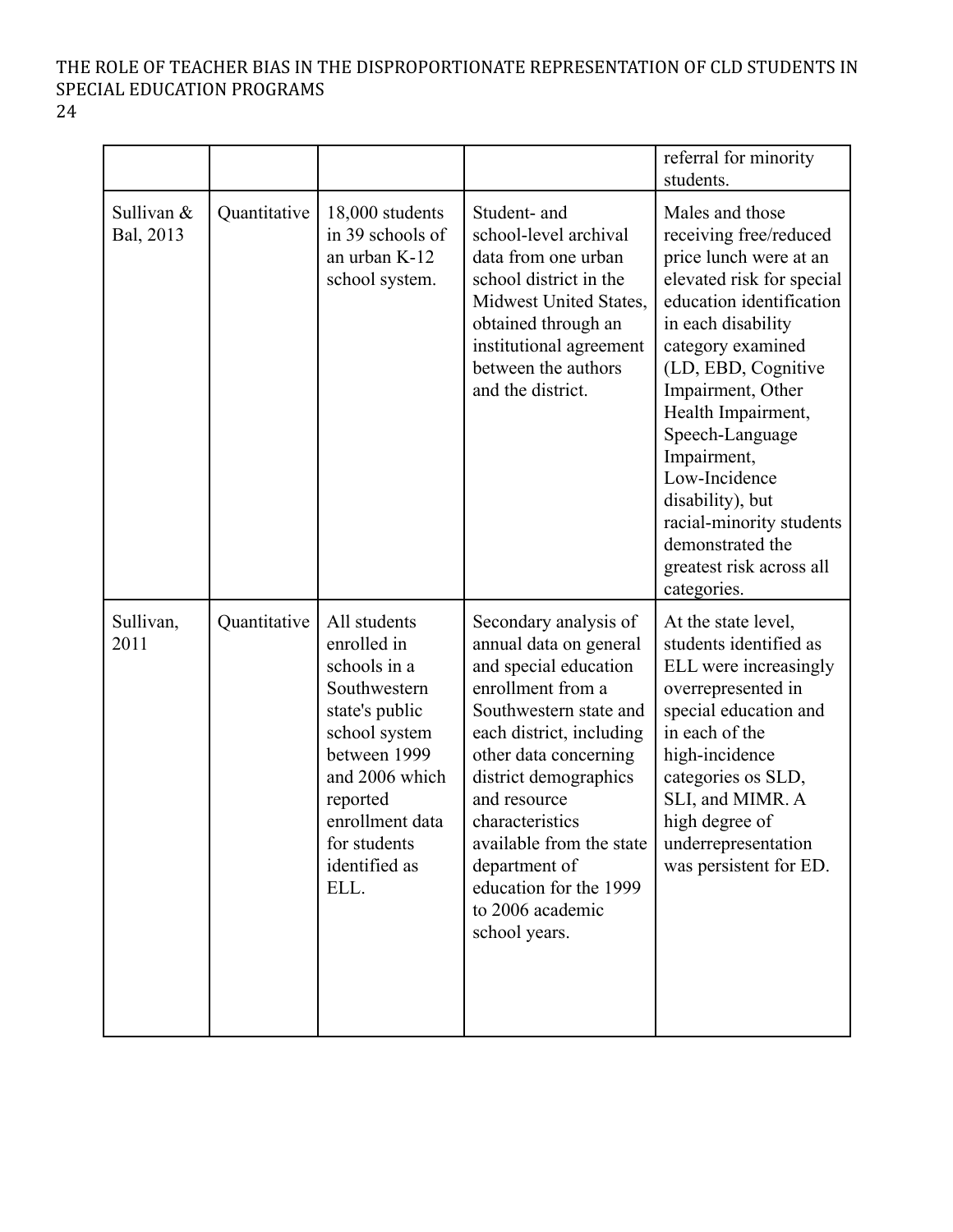| | | | | |
|---|---|---|---|---|
| | | | | referral for minority students. |
| Sullivan & Bal, 2013 | Quantitative | 18,000 students in 39 schools of an urban K-12 school system. | Student- and school-level archival data from one urban school district in the Midwest United States, obtained through an institutional agreement between the authors and the district. | Males and those receiving free/reduced price lunch were at an elevated risk for special education identification in each disability category examined (LD, EBD, Cognitive Impairment, Other Health Impairment, Speech-Language Impairment, Low-Incidence disability), but racial-minority students demonstrated the greatest risk across all categories. |
| Sullivan, 2011 | Quantitative | All students enrolled in schools in a Southwestern state's public school system between 1999 and 2006 which reported enrollment data for students identified as ELL. | Secondary analysis of annual data on general and special education enrollment from a Southwestern state and each district, including other data concerning district demographics and resource characteristics available from the state department of education for the 1999 to 2006 academic school years. | At the state level, students identified as ELL were increasingly overrepresented in special education and in each of the high-incidence categories os SLD, SLI, and MIMR. A high degree of underrepresentation was persistent for ED. |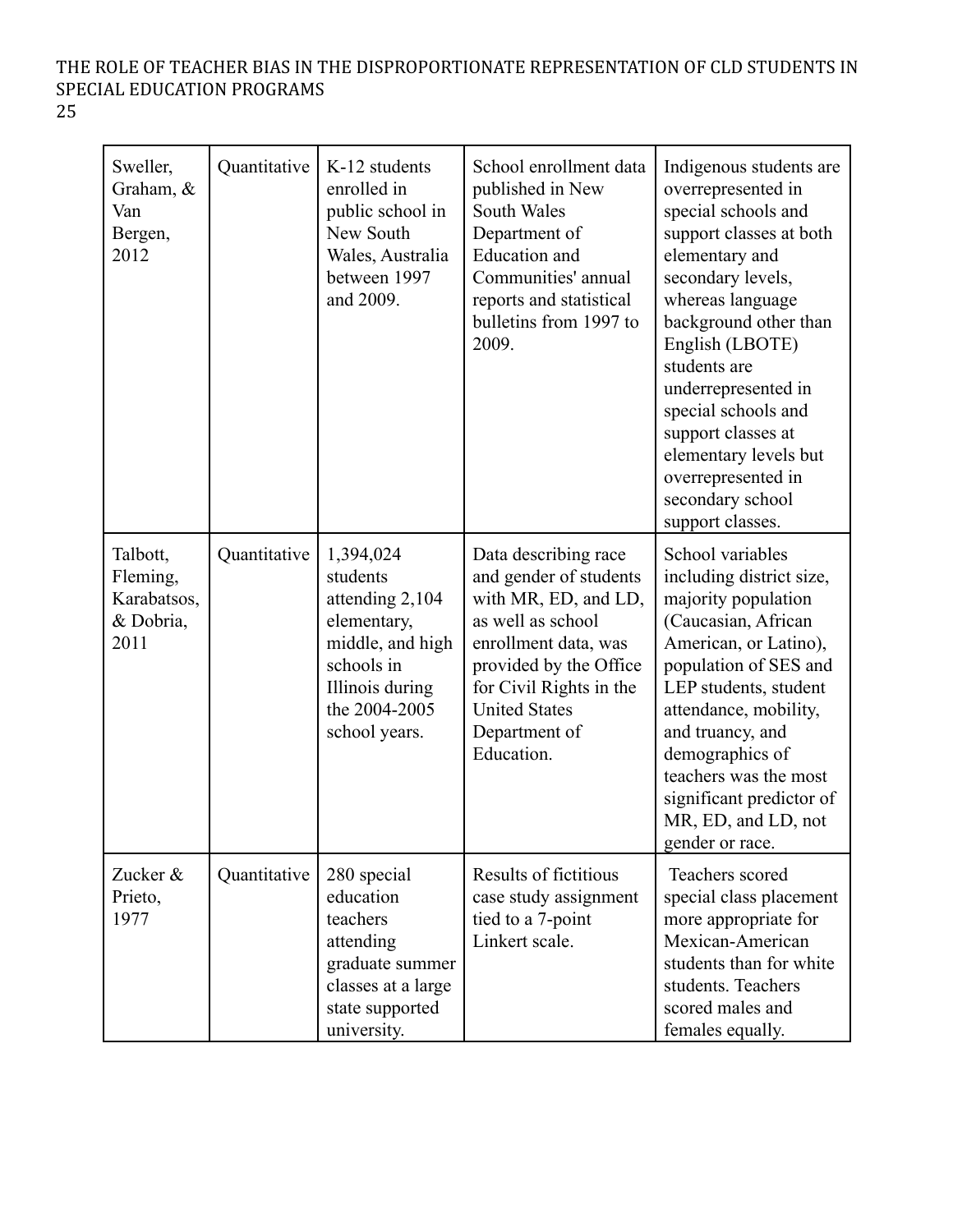| Sweller, Graham, & Van Bergen, 2012 | Quantitative | K-12 students enrolled in public school in New South Wales, Australia between 1997 and 2009. | School enrollment data published in New South Wales Department of Education and Communities' annual reports and statistical bulletins from 1997 to 2009. | Indigenous students are overrepresented in special schools and support classes at both elementary and secondary levels, whereas language background other than English (LBOTE) students are underrepresented in special schools and support classes at elementary levels but overrepresented in secondary school support classes. |
|---|---|---|---|---|
| Talbott, Fleming, Karabatsos, & Dobria, 2011 | Quantitative | 1,394,024 students attending 2,104 elementary, middle, and high schools in Illinois during the 2004-2005 school years. | Data describing race and gender of students with MR, ED, and LD, as well as school enrollment data, was provided by the Office for Civil Rights in the United States Department of Education. | School variables including district size, majority population (Caucasian, African American, or Latino), population of SES and LEP students, student attendance, mobility, and truancy, and demographics of teachers was the most significant predictor of MR, ED, and LD, not gender or race. |
| Zucker & Prieto, 1977 | Quantitative | 280 special education teachers attending graduate summer classes at a large state supported university. | Results of fictitious case study assignment tied to a 7-point Linkert scale. | Teachers scored special class placement more appropriate for Mexican-American students than for white students. Teachers scored males and females equally. |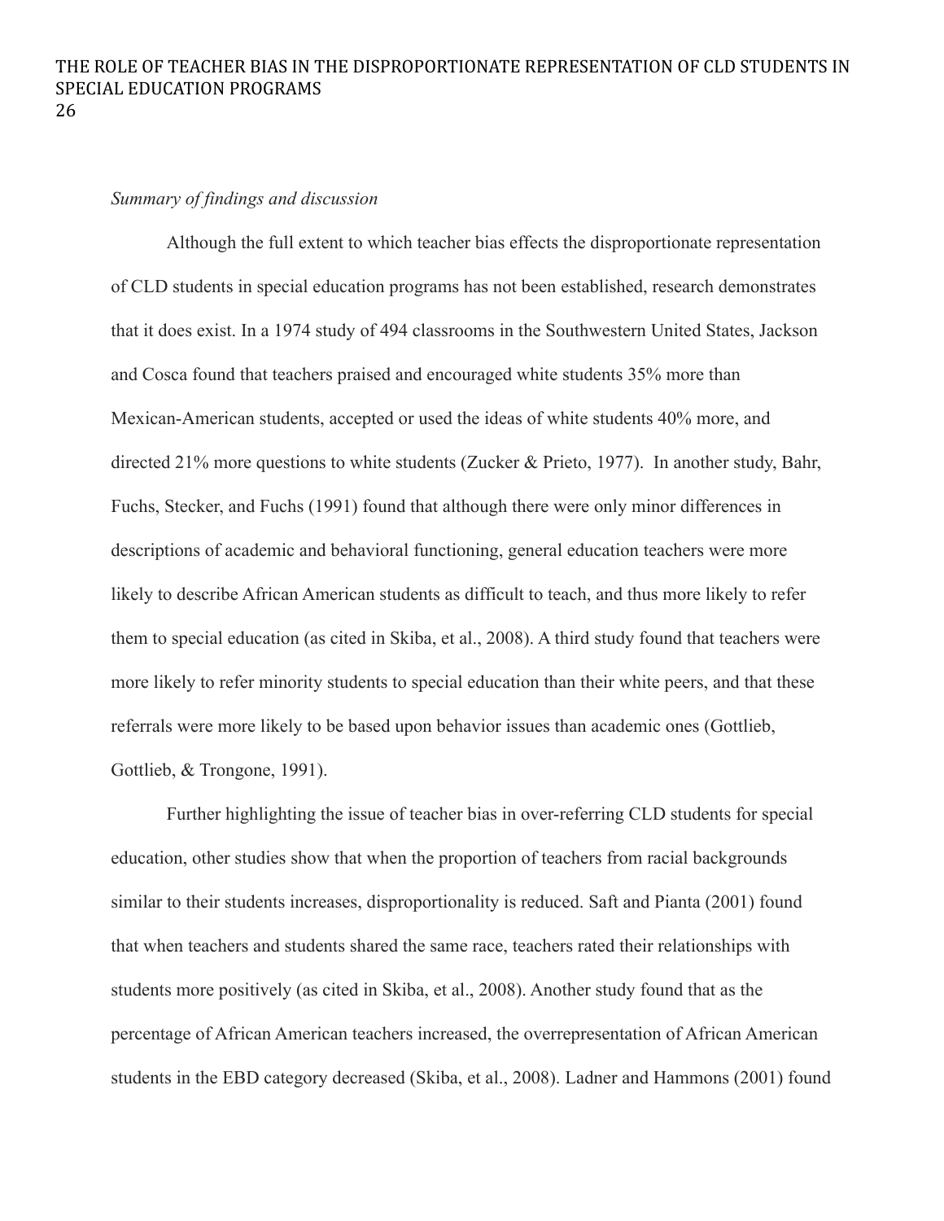*Summary of findings and discussion*

Although the full extent to which teacher bias effects the disproportionate representation of CLD students in special education programs has not been established, research demonstrates that it does exist. In a 1974 study of 494 classrooms in the Southwestern United States, Jackson and Cosca found that teachers praised and encouraged white students 35% more than Mexican-American students, accepted or used the ideas of white students 40% more, and directed 21% more questions to white students (Zucker & Prieto, 1977).  In another study, Bahr, Fuchs, Stecker, and Fuchs (1991) found that although there were only minor differences in descriptions of academic and behavioral functioning, general education teachers were more likely to describe African American students as difficult to teach, and thus more likely to refer them to special education (as cited in Skiba, et al., 2008). A third study found that teachers were more likely to refer minority students to special education than their white peers, and that these referrals were more likely to be based upon behavior issues than academic ones (Gottlieb, Gottlieb, & Trongone, 1991).

Further highlighting the issue of teacher bias in over-referring CLD students for special education, other studies show that when the proportion of teachers from racial backgrounds similar to their students increases, disproportionality is reduced. Saft and Pianta (2001) found that when teachers and students shared the same race, teachers rated their relationships with students more positively (as cited in Skiba, et al., 2008). Another study found that as the percentage of African American teachers increased, the overrepresentation of African American students in the EBD category decreased (Skiba, et al., 2008). Ladner and Hammons (2001) found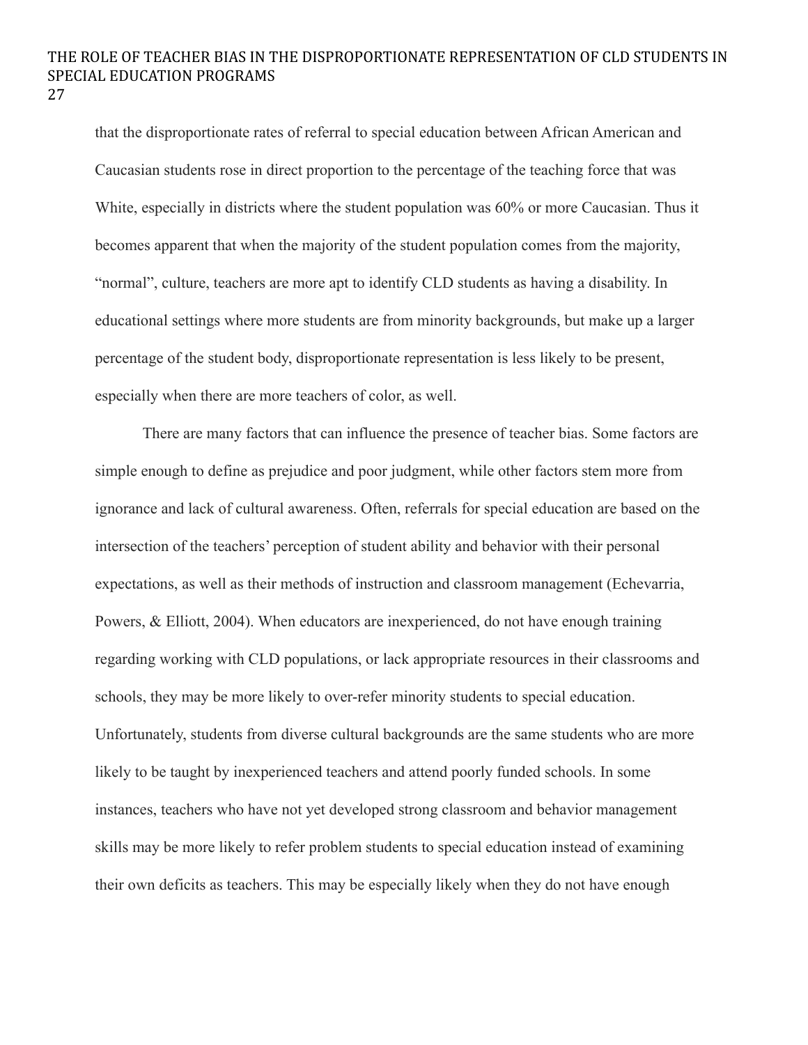that the disproportionate rates of referral to special education between African American and Caucasian students rose in direct proportion to the percentage of the teaching force that was White, especially in districts where the student population was 60% or more Caucasian. Thus it becomes apparent that when the majority of the student population comes from the majority, "normal", culture, teachers are more apt to identify CLD students as having a disability. In educational settings where more students are from minority backgrounds, but make up a larger percentage of the student body, disproportionate representation is less likely to be present, especially when there are more teachers of color, as well.

There are many factors that can influence the presence of teacher bias. Some factors are simple enough to define as prejudice and poor judgment, while other factors stem more from ignorance and lack of cultural awareness. Often, referrals for special education are based on the intersection of the teachers' perception of student ability and behavior with their personal expectations, as well as their methods of instruction and classroom management (Echevarria, Powers, & Elliott, 2004). When educators are inexperienced, do not have enough training regarding working with CLD populations, or lack appropriate resources in their classrooms and schools, they may be more likely to over-refer minority students to special education. Unfortunately, students from diverse cultural backgrounds are the same students who are more likely to be taught by inexperienced teachers and attend poorly funded schools. In some instances, teachers who have not yet developed strong classroom and behavior management skills may be more likely to refer problem students to special education instead of examining their own deficits as teachers. This may be especially likely when they do not have enough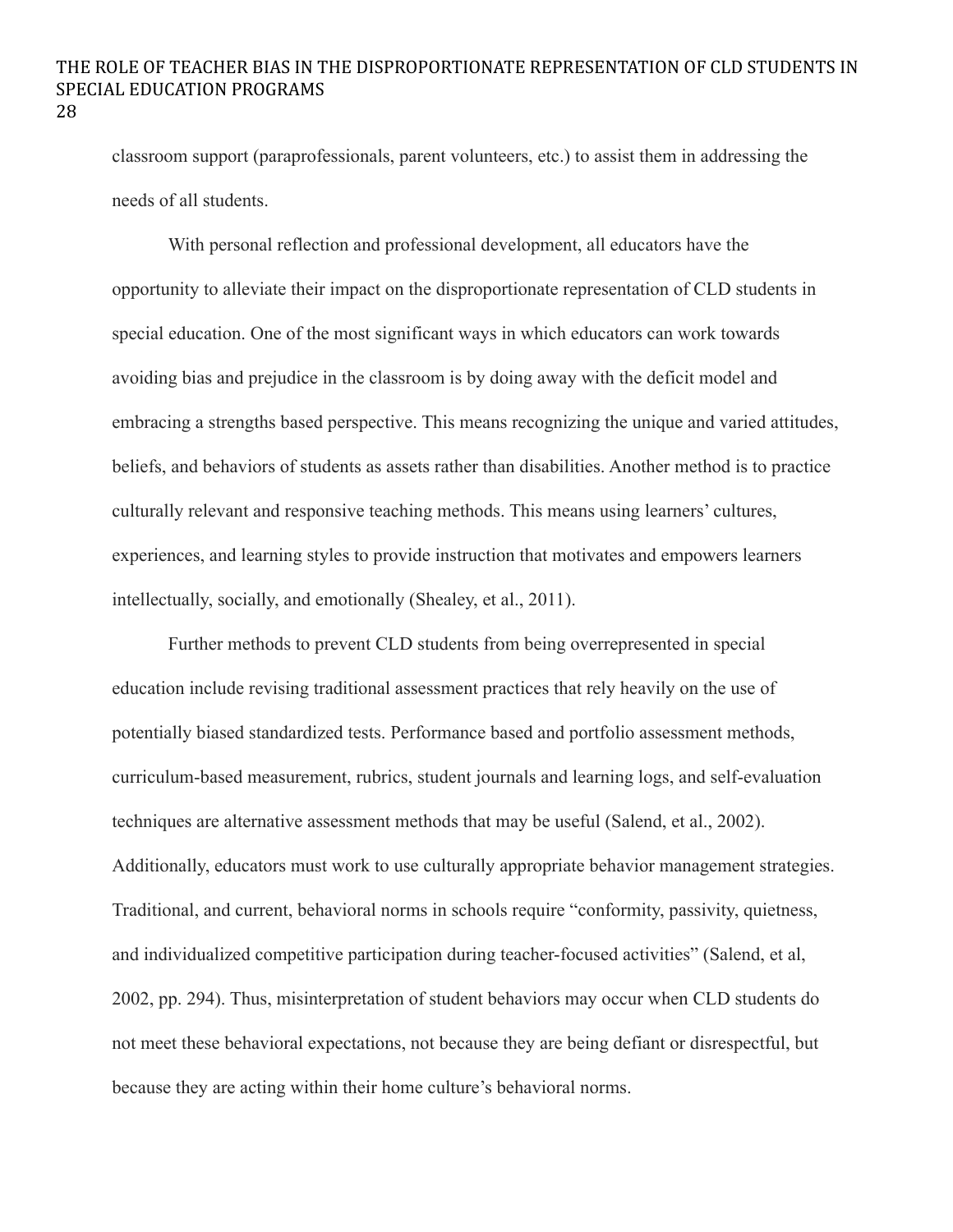classroom support (paraprofessionals, parent volunteers, etc.) to assist them in addressing the needs of all students.

With personal reflection and professional development, all educators have the opportunity to alleviate their impact on the disproportionate representation of CLD students in special education. One of the most significant ways in which educators can work towards avoiding bias and prejudice in the classroom is by doing away with the deficit model and embracing a strengths based perspective. This means recognizing the unique and varied attitudes, beliefs, and behaviors of students as assets rather than disabilities. Another method is to practice culturally relevant and responsive teaching methods. This means using learners' cultures, experiences, and learning styles to provide instruction that motivates and empowers learners intellectually, socially, and emotionally (Shealey, et al., 2011).

Further methods to prevent CLD students from being overrepresented in special education include revising traditional assessment practices that rely heavily on the use of potentially biased standardized tests. Performance based and portfolio assessment methods, curriculum-based measurement, rubrics, student journals and learning logs, and self-evaluation techniques are alternative assessment methods that may be useful (Salend, et al., 2002). Additionally, educators must work to use culturally appropriate behavior management strategies. Traditional, and current, behavioral norms in schools require "conformity, passivity, quietness, and individualized competitive participation during teacher-focused activities" (Salend, et al, 2002, pp. 294). Thus, misinterpretation of student behaviors may occur when CLD students do not meet these behavioral expectations, not because they are being defiant or disrespectful, but because they are acting within their home culture's behavioral norms.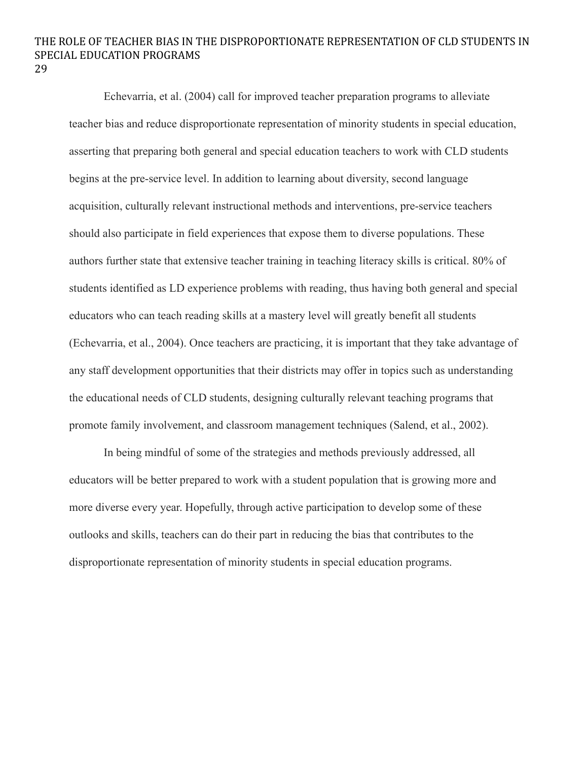Echevarria, et al. (2004) call for improved teacher preparation programs to alleviate teacher bias and reduce disproportionate representation of minority students in special education, asserting that preparing both general and special education teachers to work with CLD students begins at the pre-service level. In addition to learning about diversity, second language acquisition, culturally relevant instructional methods and interventions, pre-service teachers should also participate in field experiences that expose them to diverse populations. These authors further state that extensive teacher training in teaching literacy skills is critical. 80% of students identified as LD experience problems with reading, thus having both general and special educators who can teach reading skills at a mastery level will greatly benefit all students (Echevarria, et al., 2004). Once teachers are practicing, it is important that they take advantage of any staff development opportunities that their districts may offer in topics such as understanding the educational needs of CLD students, designing culturally relevant teaching programs that promote family involvement, and classroom management techniques (Salend, et al., 2002).

In being mindful of some of the strategies and methods previously addressed, all educators will be better prepared to work with a student population that is growing more and more diverse every year. Hopefully, through active participation to develop some of these outlooks and skills, teachers can do their part in reducing the bias that contributes to the disproportionate representation of minority students in special education programs.